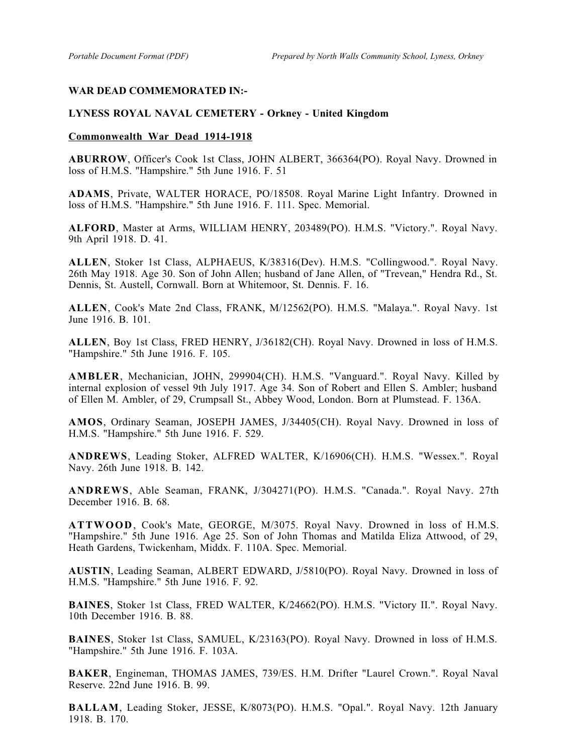**WAR DEAD COMMEMORATED IN:-**

**LYNESS ROYAL NAVAL CEMETERY - Orkney - United Kingdom**

**Commonwealth War Dead 1914-1918**

**ABURROW**, Officer's Cook 1st Class, JOHN ALBERT, 366364(PO). Royal Navy. Drowned in loss of H.M.S. "Hampshire." 5th June 1916. F. 51

**ADAMS**, Private, WALTER HORACE, PO/18508. Royal Marine Light Infantry. Drowned in loss of H.M.S. "Hampshire." 5th June 1916. F. 111. Spec. Memorial.

**ALFORD**, Master at Arms, WILLIAM HENRY, 203489(PO). H.M.S. "Victory.". Royal Navy. 9th April 1918. D. 41.

**ALLEN**, Stoker 1st Class, ALPHAEUS, K/38316(Dev). H.M.S. "Collingwood.". Royal Navy. 26th May 1918. Age 30. Son of John Allen; husband of Jane Allen, of "Trevean," Hendra Rd., St. Dennis, St. Austell, Cornwall. Born at Whitemoor, St. Dennis. F. 16.

**ALLEN**, Cook's Mate 2nd Class, FRANK, M/12562(PO). H.M.S. "Malaya.". Royal Navy. 1st June 1916. B. 101.

**ALLEN**, Boy 1st Class, FRED HENRY, J/36182(CH). Royal Navy. Drowned in loss of H.M.S. "Hampshire." 5th June 1916. F. 105.

**AMBLER**, Mechanician, JOHN, 299904(CH). H.M.S. "Vanguard.". Royal Navy. Killed by internal explosion of vessel 9th July 1917. Age 34. Son of Robert and Ellen S. Ambler; husband of Ellen M. Ambler, of 29, Crumpsall St., Abbey Wood, London. Born at Plumstead. F. 136A.

**AMOS**, Ordinary Seaman, JOSEPH JAMES, J/34405(CH). Royal Navy. Drowned in loss of H.M.S. "Hampshire." 5th June 1916. F. 529.

**ANDREWS**, Leading Stoker, ALFRED WALTER, K/16906(CH). H.M.S. "Wessex.". Royal Navy. 26th June 1918. B. 142.

**ANDREWS**, Able Seaman, FRANK, J/304271(PO). H.M.S. "Canada.". Royal Navy. 27th December 1916. B. 68.

**ATTWOOD**, Cook's Mate, GEORGE, M/3075. Royal Navy. Drowned in loss of H.M.S. "Hampshire." 5th June 1916. Age 25. Son of John Thomas and Matilda Eliza Attwood, of 29, Heath Gardens, Twickenham, Middx. F. 110A. Spec. Memorial.

**AUSTIN**, Leading Seaman, ALBERT EDWARD, J/5810(PO). Royal Navy. Drowned in loss of H.M.S. "Hampshire." 5th June 1916. F. 92.

**BAINES**, Stoker 1st Class, FRED WALTER, K/24662(PO). H.M.S. "Victory II.". Royal Navy. 10th December 1916. B. 88.

**BAINES**, Stoker 1st Class, SAMUEL, K/23163(PO). Royal Navy. Drowned in loss of H.M.S. "Hampshire." 5th June 1916. F. 103A.

**BAKER**, Engineman, THOMAS JAMES, 739/ES. H.M. Drifter "Laurel Crown.". Royal Naval Reserve. 22nd June 1916. B. 99.

**BALLAM**, Leading Stoker, JESSE, K/8073(PO). H.M.S. "Opal.". Royal Navy. 12th January 1918. B. 170.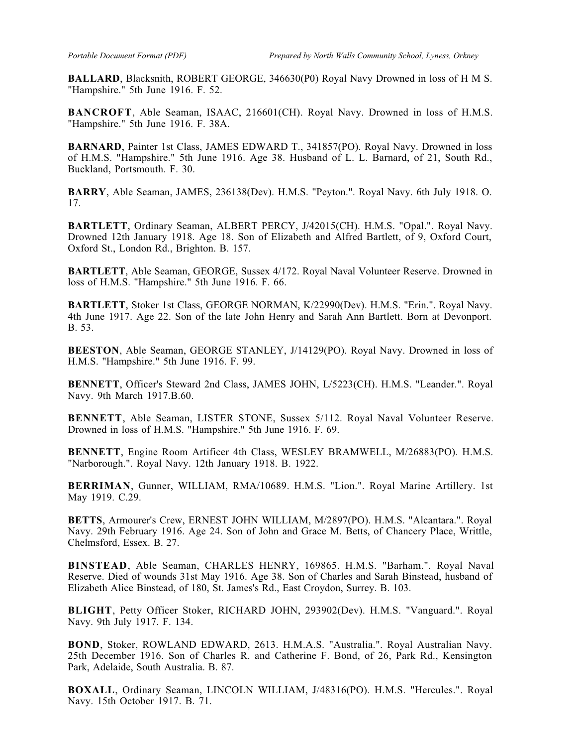**BALLARD**, Blacksnith, ROBERT GEORGE, 346630(P0) Royal Navy Drowned in loss of H M S. "Hampshire." 5th June 1916. F. 52.

**BANCROFT**, Able Seaman, ISAAC, 216601(CH). Royal Navy. Drowned in loss of H.M.S. "Hampshire." 5th June 1916. F. 38A.

**BARNARD**, Painter 1st Class, JAMES EDWARD T., 341857(PO). Royal Navy. Drowned in loss of H.M.S. "Hampshire." 5th June 1916. Age 38. Husband of L. L. Barnard, of 21, South Rd., Buckland, Portsmouth. F. 30.

**BARRY**, Able Seaman, JAMES, 236138(Dev). H.M.S. "Peyton.". Royal Navy. 6th July 1918. O. 17.

**BARTLETT**, Ordinary Seaman, ALBERT PERCY, J/42015(CH). H.M.S. "Opal.". Royal Navy. Drowned 12th January 1918. Age 18. Son of Elizabeth and Alfred Bartlett, of 9, Oxford Court, Oxford St., London Rd., Brighton. B. 157.

**BARTLETT**, Able Seaman, GEORGE, Sussex 4/172. Royal Naval Volunteer Reserve. Drowned in loss of H.M.S. "Hampshire." 5th June 1916. F. 66.

**BARTLETT**, Stoker 1st Class, GEORGE NORMAN, K/22990(Dev). H.M.S. "Erin.". Royal Navy. 4th June 1917. Age 22. Son of the late John Henry and Sarah Ann Bartlett. Born at Devonport. B. 53.

**BEESTON**, Able Seaman, GEORGE STANLEY, J/14129(PO). Royal Navy. Drowned in loss of H.M.S. "Hampshire." 5th June 1916. F. 99.

**BENNETT**, Officer's Steward 2nd Class, JAMES JOHN, L/5223(CH). H.M.S. "Leander.". Royal Navy. 9th March 1917.B.60.

**BENNETT**, Able Seaman, LISTER STONE, Sussex 5/112. Royal Naval Volunteer Reserve. Drowned in loss of H.M.S. "Hampshire." 5th June 1916. F. 69.

**BENNETT**, Engine Room Artificer 4th Class, WESLEY BRAMWELL, M/26883(PO). H.M.S. "Narborough.". Royal Navy. 12th January 1918. B. 1922.

**BERRIMAN**, Gunner, WILLIAM, RMA/10689. H.M.S. "Lion.". Royal Marine Artillery. 1st May 1919. C.29.

**BETTS**, Armourer's Crew, ERNEST JOHN WILLIAM, M/2897(PO). H.M.S. "Alcantara.". Royal Navy. 29th February 1916. Age 24. Son of John and Grace M. Betts, of Chancery Place, Writtle, Chelmsford, Essex. B. 27.

**BINSTEAD**, Able Seaman, CHARLES HENRY, 169865. H.M.S. "Barham.". Royal Naval Reserve. Died of wounds 31st May 1916. Age 38. Son of Charles and Sarah Binstead, husband of Elizabeth Alice Binstead, of 180, St. James's Rd., East Croydon, Surrey. B. 103.

**BLIGHT**, Petty Officer Stoker, RICHARD JOHN, 293902(Dev). H.M.S. "Vanguard.". Royal Navy. 9th July 1917. F. 134.

**BOND**, Stoker, ROWLAND EDWARD, 2613. H.M.A.S. "Australia.". Royal Australian Navy. 25th December 1916. Son of Charles R. and Catherine F. Bond, of 26, Park Rd., Kensington Park, Adelaide, South Australia. B. 87.

**BOXALL**, Ordinary Seaman, LINCOLN WILLIAM, J/48316(PO). H.M.S. "Hercules.". Royal Navy. 15th October 1917. B. 71.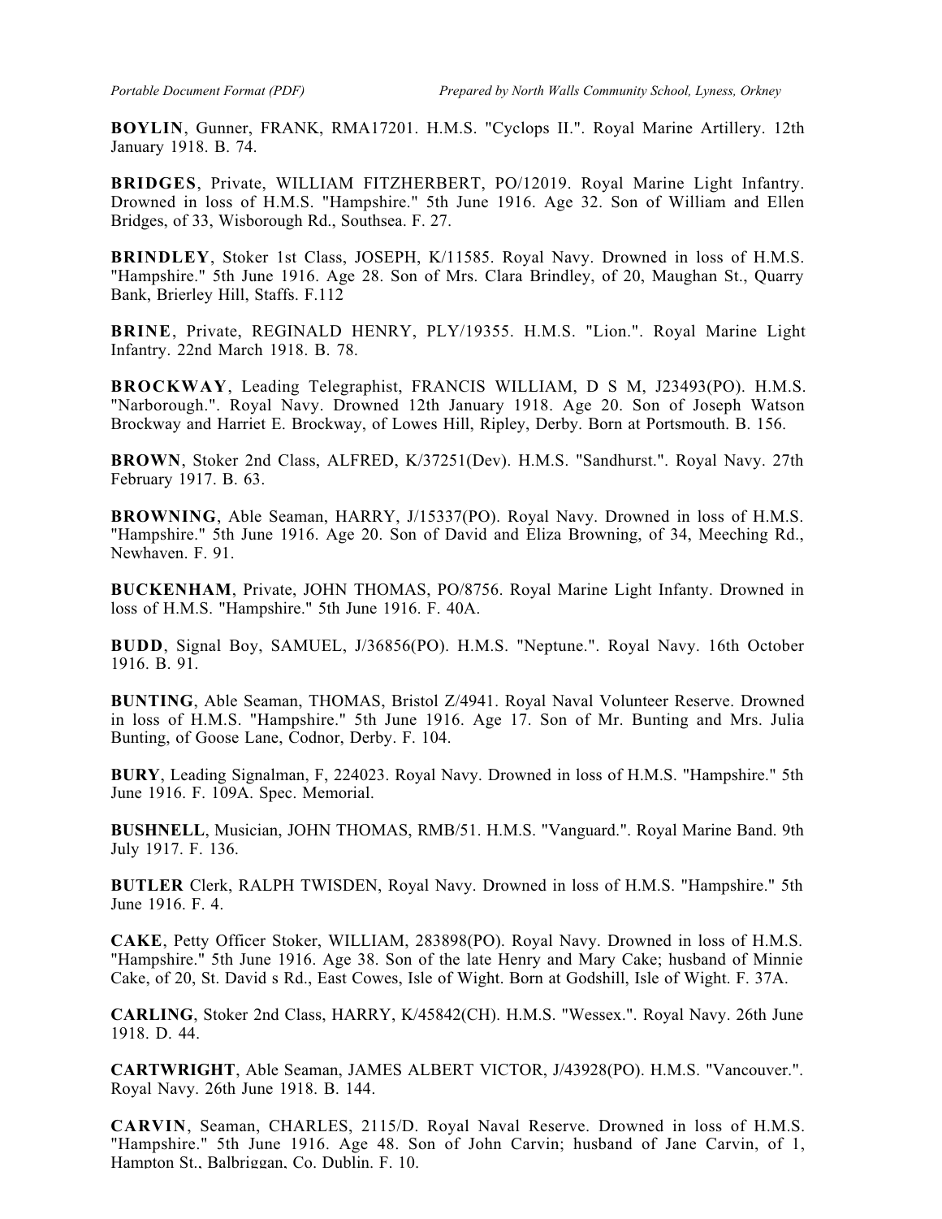**BOYLIN**, Gunner, FRANK, RMA17201. H.M.S. "Cyclops II.". Royal Marine Artillery. 12th January 1918. B. 74.

**BRIDGES**, Private, WILLIAM FITZHERBERT, PO/12019. Royal Marine Light Infantry. Drowned in loss of H.M.S. "Hampshire." 5th June 1916. Age 32. Son of William and Ellen Bridges, of 33, Wisborough Rd., Southsea. F. 27.

**BRINDLEY**, Stoker 1st Class, JOSEPH, K/11585. Royal Navy. Drowned in loss of H.M.S. "Hampshire." 5th June 1916. Age 28. Son of Mrs. Clara Brindley, of 20, Maughan St., Quarry Bank, Brierley Hill, Staffs. F.112

**BRINE**, Private, REGINALD HENRY, PLY/19355. H.M.S. "Lion.". Royal Marine Light Infantry. 22nd March 1918. B. 78.

**BROCKWAY**, Leading Telegraphist, FRANCIS WILLIAM, D S M, J23493(PO). H.M.S. "Narborough.". Royal Navy. Drowned 12th January 1918. Age 20. Son of Joseph Watson Brockway and Harriet E. Brockway, of Lowes Hill, Ripley, Derby. Born at Portsmouth. B. 156.

**BROWN**, Stoker 2nd Class, ALFRED, K/37251(Dev). H.M.S. "Sandhurst.". Royal Navy. 27th February 1917. B. 63.

**BROWNING**, Able Seaman, HARRY, J/15337(PO). Royal Navy. Drowned in loss of H.M.S. "Hampshire." 5th June 1916. Age 20. Son of David and Eliza Browning, of 34, Meeching Rd., Newhaven. F. 91.

**BUCKENHAM**, Private, JOHN THOMAS, PO/8756. Royal Marine Light Infanty. Drowned in loss of H.M.S. "Hampshire." 5th June 1916. F. 40A.

**BUDD**, Signal Boy, SAMUEL, J/36856(PO). H.M.S. "Neptune.". Royal Navy. 16th October 1916. B. 91.

**BUNTING**, Able Seaman, THOMAS, Bristol Z/4941. Royal Naval Volunteer Reserve. Drowned in loss of H.M.S. "Hampshire." 5th June 1916. Age 17. Son of Mr. Bunting and Mrs. Julia Bunting, of Goose Lane, Codnor, Derby. F. 104.

**BURY**, Leading Signalman, F, 224023. Royal Navy. Drowned in loss of H.M.S. "Hampshire." 5th June 1916. F. 109A. Spec. Memorial.

**BUSHNELL**, Musician, JOHN THOMAS, RMB/51. H.M.S. "Vanguard.". Royal Marine Band. 9th July 1917. F. 136.

**BUTLER** Clerk, RALPH TWISDEN, Royal Navy. Drowned in loss of H.M.S. "Hampshire." 5th June 1916. F. 4.

**CAKE**, Petty Officer Stoker, WILLIAM, 283898(PO). Royal Navy. Drowned in loss of H.M.S. "Hampshire." 5th June 1916. Age 38. Son of the late Henry and Mary Cake; husband of Minnie Cake, of 20, St. David s Rd., East Cowes, Isle of Wight. Born at Godshill, Isle of Wight. F. 37A.

**CARLING**, Stoker 2nd Class, HARRY, K/45842(CH). H.M.S. "Wessex.". Royal Navy. 26th June 1918. D. 44.

**CARTWRIGHT**, Able Seaman, JAMES ALBERT VICTOR, J/43928(PO). H.M.S. "Vancouver.". Royal Navy. 26th June 1918. B. 144.

**CARVIN**, Seaman, CHARLES, 2115/D. Royal Naval Reserve. Drowned in loss of H.M.S. "Hampshire." 5th June 1916. Age 48. Son of John Carvin; husband of Jane Carvin, of 1, Hampton St., Balbriggan, Co. Dublin. F. 10.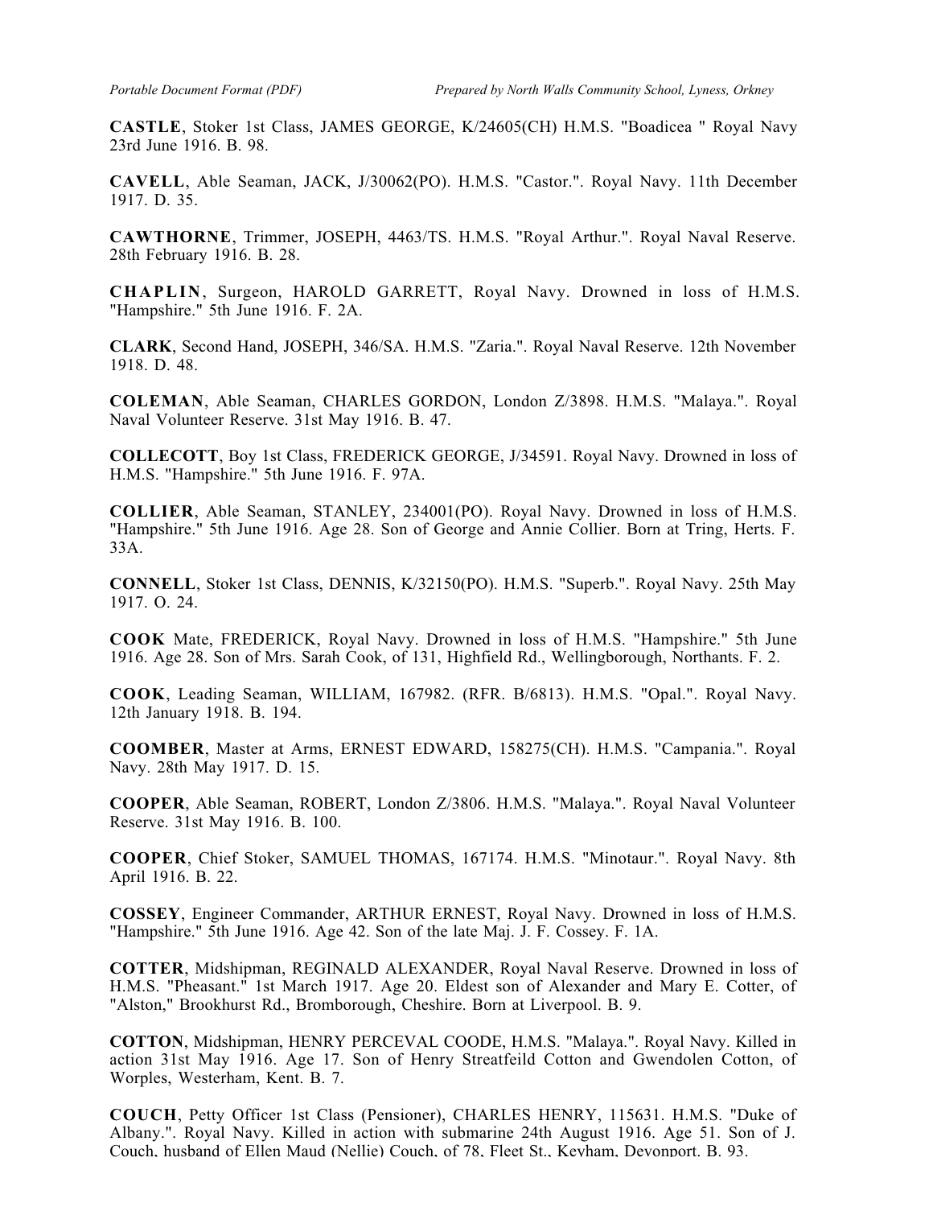**CASTLE**, Stoker 1st Class, JAMES GEORGE, K/24605(CH) H.M.S. "Boadicea " Royal Navy 23rd June 1916. B. 98.

**CAVELL**, Able Seaman, JACK, J/30062(PO). H.M.S. "Castor.". Royal Navy. 11th December 1917. D. 35.

**CAWTHORNE**, Trimmer, JOSEPH, 4463/TS. H.M.S. "Royal Arthur.". Royal Naval Reserve. 28th February 1916. B. 28.

**CHAPLIN**, Surgeon, HAROLD GARRETT, Royal Navy. Drowned in loss of H.M.S. "Hampshire." 5th June 1916. F. 2A.

**CLARK**, Second Hand, JOSEPH, 346/SA. H.M.S. "Zaria.". Royal Naval Reserve. 12th November 1918. D. 48.

**COLEMAN**, Able Seaman, CHARLES GORDON, London Z/3898. H.M.S. "Malaya.". Royal Naval Volunteer Reserve. 31st May 1916. B. 47.

**COLLECOTT**, Boy 1st Class, FREDERICK GEORGE, J/34591. Royal Navy. Drowned in loss of H.M.S. "Hampshire." 5th June 1916. F. 97A.

**COLLIER**, Able Seaman, STANLEY, 234001(PO). Royal Navy. Drowned in loss of H.M.S. "Hampshire." 5th June 1916. Age 28. Son of George and Annie Collier. Born at Tring, Herts. F. 33A.

**CONNELL**, Stoker 1st Class, DENNIS, K/32150(PO). H.M.S. "Superb.". Royal Navy. 25th May 1917. O. 24.

**COOK** Mate, FREDERICK, Royal Navy. Drowned in loss of H.M.S. "Hampshire." 5th June 1916. Age 28. Son of Mrs. Sarah Cook, of 131, Highfield Rd., Wellingborough, Northants. F. 2.

**COOK**, Leading Seaman, WILLIAM, 167982. (RFR. B/6813). H.M.S. "Opal.". Royal Navy. 12th January 1918. B. 194.

**COOMBER**, Master at Arms, ERNEST EDWARD, 158275(CH). H.M.S. "Campania.". Royal Navy. 28th May 1917. D. 15.

**COOPER**, Able Seaman, ROBERT, London Z/3806. H.M.S. "Malaya.". Royal Naval Volunteer Reserve. 31st May 1916. B. 100.

**COOPER**, Chief Stoker, SAMUEL THOMAS, 167174. H.M.S. "Minotaur.". Royal Navy. 8th April 1916. B. 22.

**COSSEY**, Engineer Commander, ARTHUR ERNEST, Royal Navy. Drowned in loss of H.M.S. "Hampshire." 5th June 1916. Age 42. Son of the late Maj. J. F. Cossey. F. 1A.

**COTTER**, Midshipman, REGINALD ALEXANDER, Royal Naval Reserve. Drowned in loss of H.M.S. "Pheasant." 1st March 1917. Age 20. Eldest son of Alexander and Mary E. Cotter, of "Alston," Brookhurst Rd., Bromborough, Cheshire. Born at Liverpool. B. 9.

**COTTON**, Midshipman, HENRY PERCEVAL COODE, H.M.S. "Malaya.". Royal Navy. Killed in action 31st May 1916. Age 17. Son of Henry Streatfeild Cotton and Gwendolen Cotton, of Worples, Westerham, Kent. B. 7.

**COUCH**, Petty Officer 1st Class (Pensioner), CHARLES HENRY, 115631. H.M.S. "Duke of Albany.". Royal Navy. Killed in action with submarine 24th August 1916. Age 51. Son of J. Couch, husband of Ellen Maud (Nellie) Couch, of 78, Fleet St., Keyham, Devonport. B. 93.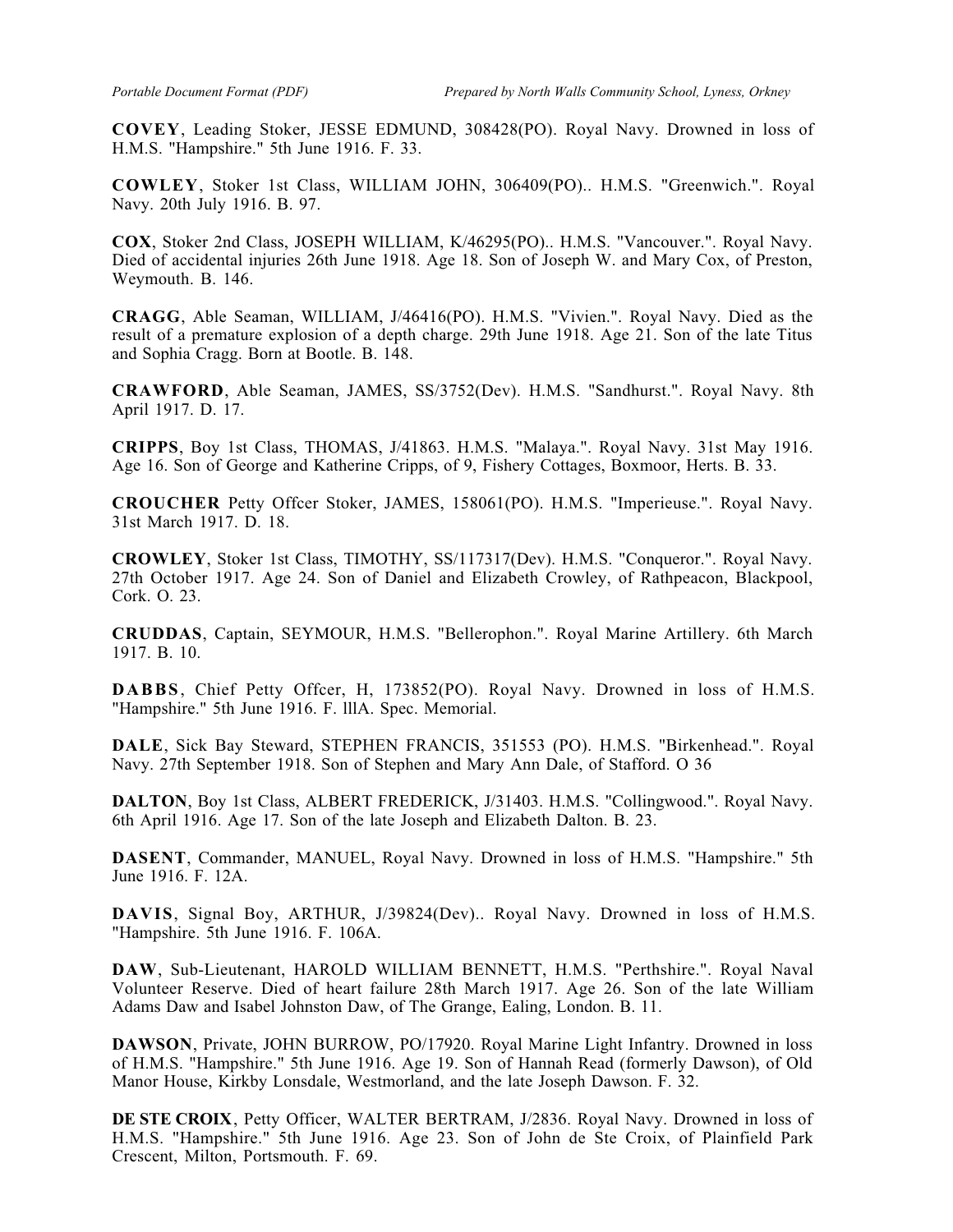**COVEY**, Leading Stoker, JESSE EDMUND, 308428(PO). Royal Navy. Drowned in loss of H.M.S. "Hampshire." 5th June 1916. F. 33.

**COWLEY**, Stoker 1st Class, WILLIAM JOHN, 306409(PO).. H.M.S. "Greenwich.". Royal Navy. 20th July 1916. B. 97.

**COX**, Stoker 2nd Class, JOSEPH WILLIAM, K/46295(PO).. H.M.S. "Vancouver.". Royal Navy. Died of accidental injuries 26th June 1918. Age 18. Son of Joseph W. and Mary Cox, of Preston, Weymouth. B. 146.

**CRAGG**, Able Seaman, WILLIAM, J/46416(PO). H.M.S. "Vivien.". Royal Navy. Died as the result of a premature explosion of a depth charge. 29th June 1918. Age 21. Son of the late Titus and Sophia Cragg. Born at Bootle. B. 148.

**CRAWFORD**, Able Seaman, JAMES, SS/3752(Dev). H.M.S. "Sandhurst.". Royal Navy. 8th April 1917. D. 17.

**CRIPPS**, Boy 1st Class, THOMAS, J/41863. H.M.S. "Malaya.". Royal Navy. 31st May 1916. Age 16. Son of George and Katherine Cripps, of 9, Fishery Cottages, Boxmoor, Herts. B. 33.

**CROUCHER** Petty Offcer Stoker, JAMES, 158061(PO). H.M.S. "Imperieuse.". Royal Navy. 31st March 1917. D. 18.

**CROWLEY**, Stoker 1st Class, TIMOTHY, SS/117317(Dev). H.M.S. "Conqueror.". Royal Navy. 27th October 1917. Age 24. Son of Daniel and Elizabeth Crowley, of Rathpeacon, Blackpool, Cork. O. 23.

**CRUDDAS**, Captain, SEYMOUR, H.M.S. "Bellerophon.". Royal Marine Artillery. 6th March 1917. B. 10.

**DABBS**, Chief Petty Offcer, H, 173852(PO). Royal Navy. Drowned in loss of H.M.S. "Hampshire." 5th June 1916. F. lllA. Spec. Memorial.

**DALE**, Sick Bay Steward, STEPHEN FRANCIS, 351553 (PO). H.M.S. "Birkenhead.". Royal Navy. 27th September 1918. Son of Stephen and Mary Ann Dale, of Stafford. O 36

**DALTON**, Boy 1st Class, ALBERT FREDERICK, J/31403. H.M.S. "Collingwood.". Royal Navy. 6th April 1916. Age 17. Son of the late Joseph and Elizabeth Dalton. B. 23.

**DASENT**, Commander, MANUEL, Royal Navy. Drowned in loss of H.M.S. "Hampshire." 5th June 1916. F. 12A.

**DAVIS**, Signal Boy, ARTHUR, J/39824(Dev).. Royal Navy. Drowned in loss of H.M.S. "Hampshire. 5th June 1916. F. 106A.

**DAW**, Sub-Lieutenant, HAROLD WILLIAM BENNETT, H.M.S. "Perthshire.". Royal Naval Volunteer Reserve. Died of heart failure 28th March 1917. Age 26. Son of the late William Adams Daw and Isabel Johnston Daw, of The Grange, Ealing, London. B. 11.

**DAWSON**, Private, JOHN BURROW, PO/17920. Royal Marine Light Infantry. Drowned in loss of H.M.S. "Hampshire." 5th June 1916. Age 19. Son of Hannah Read (formerly Dawson), of Old Manor House, Kirkby Lonsdale, Westmorland, and the late Joseph Dawson. F. 32.

**DE STE CROIX**, Petty Officer, WALTER BERTRAM, J/2836. Royal Navy. Drowned in loss of H.M.S. "Hampshire." 5th June 1916. Age 23. Son of John de Ste Croix, of Plainfield Park Crescent, Milton, Portsmouth. F. 69.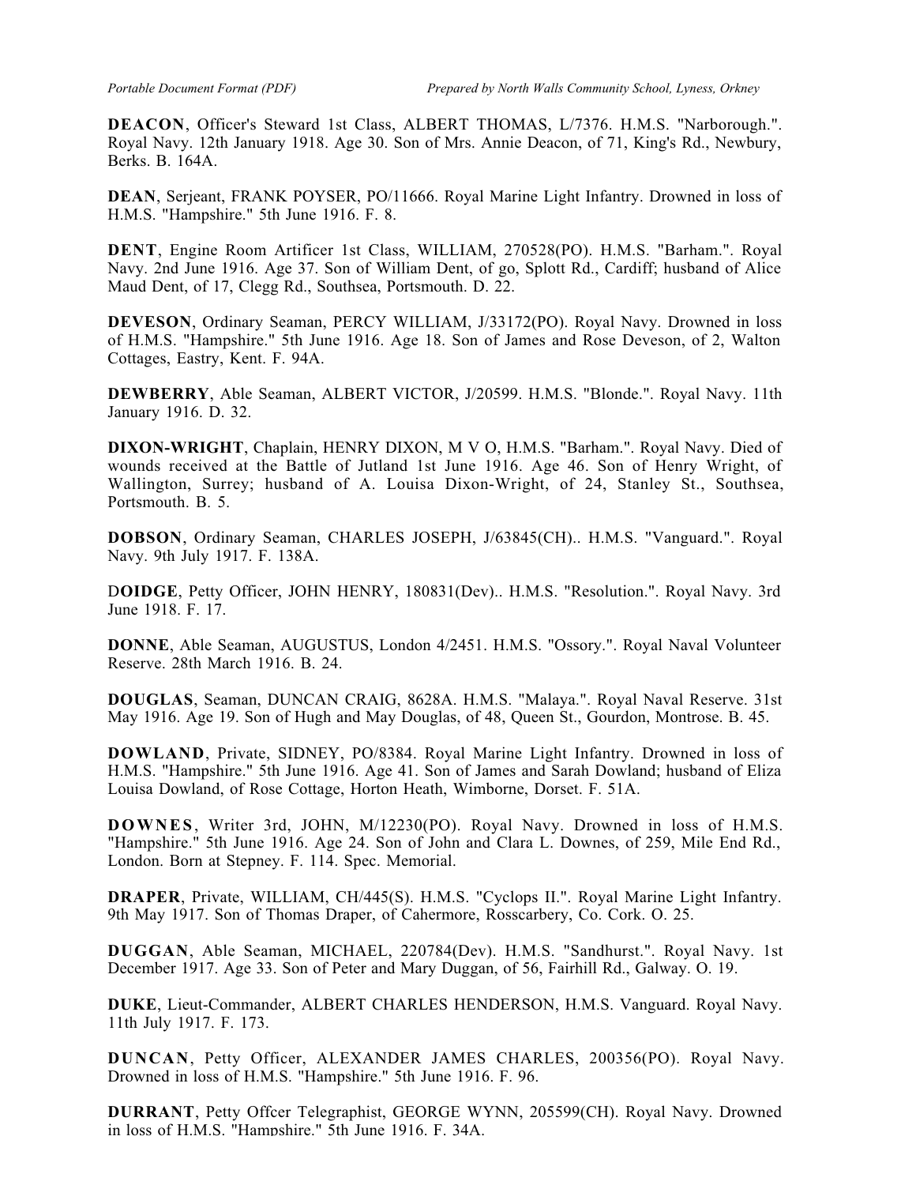**DEACON**, Officer's Steward 1st Class, ALBERT THOMAS, L/7376. H.M.S. "Narborough.". Royal Navy. 12th January 1918. Age 30. Son of Mrs. Annie Deacon, of 71, King's Rd., Newbury, Berks. B. 164A.

**DEAN**, Serjeant, FRANK POYSER, PO/11666. Royal Marine Light Infantry. Drowned in loss of H.M.S. "Hampshire." 5th June 1916. F. 8.

**DENT**, Engine Room Artificer 1st Class, WILLIAM, 270528(PO). H.M.S. "Barham.". Royal Navy. 2nd June 1916. Age 37. Son of William Dent, of go, Splott Rd., Cardiff; husband of Alice Maud Dent, of 17, Clegg Rd., Southsea, Portsmouth. D. 22.

**DEVESON**, Ordinary Seaman, PERCY WILLIAM, J/33172(PO). Royal Navy. Drowned in loss of H.M.S. "Hampshire." 5th June 1916. Age 18. Son of James and Rose Deveson, of 2, Walton Cottages, Eastry, Kent. F. 94A.

**DEWBERRY**, Able Seaman, ALBERT VICTOR, J/20599. H.M.S. "Blonde.". Royal Navy. 11th January 1916. D. 32.

**DIXON-WRIGHT**, Chaplain, HENRY DIXON, M V O, H.M.S. "Barham.". Royal Navy. Died of wounds received at the Battle of Jutland 1st June 1916. Age 46. Son of Henry Wright, of Wallington, Surrey; husband of A. Louisa Dixon-Wright, of 24, Stanley St., Southsea, Portsmouth. B. 5.

**DOBSON**, Ordinary Seaman, CHARLES JOSEPH, J/63845(CH).. H.M.S. "Vanguard.". Royal Navy. 9th July 1917. F. 138A.

D**OIDGE**, Petty Officer, JOHN HENRY, 180831(Dev).. H.M.S. "Resolution.". Royal Navy. 3rd June 1918. F. 17.

**DONNE**, Able Seaman, AUGUSTUS, London 4/2451. H.M.S. "Ossory.". Royal Naval Volunteer Reserve. 28th March 1916. B. 24.

**DOUGLAS**, Seaman, DUNCAN CRAIG, 8628A. H.M.S. "Malaya.". Royal Naval Reserve. 31st May 1916. Age 19. Son of Hugh and May Douglas, of 48, Queen St., Gourdon, Montrose. B. 45.

**DOWLAND**, Private, SIDNEY, PO/8384. Royal Marine Light Infantry. Drowned in loss of H.M.S. "Hampshire." 5th June 1916. Age 41. Son of James and Sarah Dowland; husband of Eliza Louisa Dowland, of Rose Cottage, Horton Heath, Wimborne, Dorset. F. 51A.

**DOWNES**, Writer 3rd, JOHN, M/12230(PO). Royal Navy. Drowned in loss of H.M.S. "Hampshire." 5th June 1916. Age 24. Son of John and Clara L. Downes, of 259, Mile End Rd., London. Born at Stepney. F. 114. Spec. Memorial.

**DRAPER**, Private, WILLIAM, CH/445(S). H.M.S. "Cyclops II.". Royal Marine Light Infantry. 9th May 1917. Son of Thomas Draper, of Cahermore, Rosscarbery, Co. Cork. O. 25.

**DUGGAN**, Able Seaman, MICHAEL, 220784(Dev). H.M.S. "Sandhurst.". Royal Navy. 1st December 1917. Age 33. Son of Peter and Mary Duggan, of 56, Fairhill Rd., Galway. O. 19.

**DUKE**, Lieut-Commander, ALBERT CHARLES HENDERSON, H.M.S. Vanguard. Royal Navy. 11th July 1917. F. 173.

**DUNCAN**, Petty Officer, ALEXANDER JAMES CHARLES, 200356(PO). Royal Navy. Drowned in loss of H.M.S. "Hampshire." 5th June 1916. F. 96.

**DURRANT**, Petty Offcer Telegraphist, GEORGE WYNN, 205599(CH). Royal Navy. Drowned in loss of H.M.S. "Hampshire." 5th June 1916. F. 34A.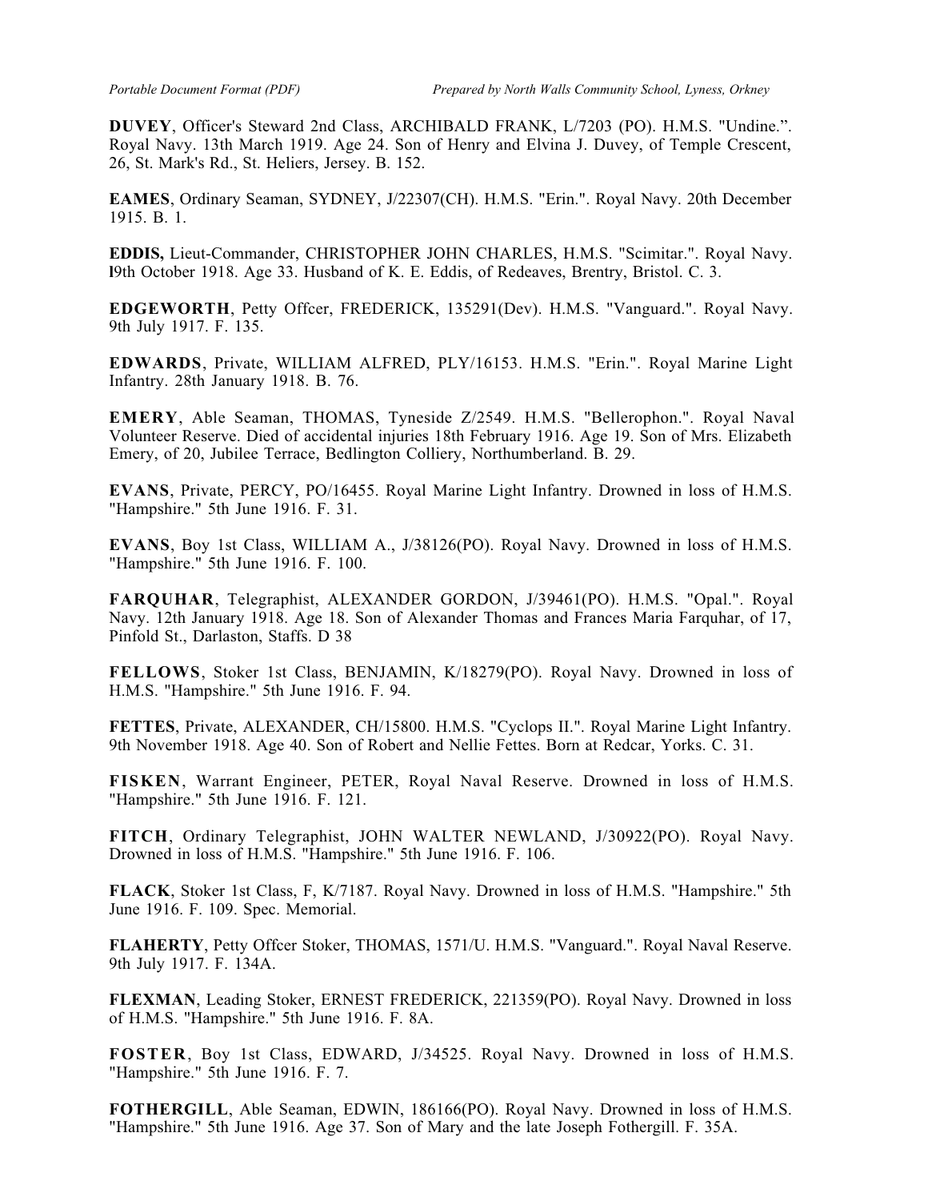**DUVEY**, Officer's Steward 2nd Class, ARCHIBALD FRANK, L/7203 (PO). H.M.S. "Undine.". Royal Navy. 13th March 1919. Age 24. Son of Henry and Elvina J. Duvey, of Temple Crescent, 26, St. Mark's Rd., St. Heliers, Jersey. B. 152.

**EAMES**, Ordinary Seaman, SYDNEY, J/22307(CH). H.M.S. "Erin.". Royal Navy. 20th December 1915. B. 1.

**EDDIS,** Lieut-Commander, CHRISTOPHER JOHN CHARLES, H.M.S. "Scimitar.". Royal Navy. l9th October 1918. Age 33. Husband of K. E. Eddis, of Redeaves, Brentry, Bristol. C. 3.

**EDGEWORTH**, Petty Offcer, FREDERICK, 135291(Dev). H.M.S. "Vanguard.". Royal Navy. 9th July 1917. F. 135.

**EDWARDS**, Private, WILLIAM ALFRED, PLY/16153. H.M.S. "Erin.". Royal Marine Light Infantry. 28th January 1918. B. 76.

**EMERY**, Able Seaman, THOMAS, Tyneside Z/2549. H.M.S. "Bellerophon.". Royal Naval Volunteer Reserve. Died of accidental injuries 18th February 1916. Age 19. Son of Mrs. Elizabeth Emery, of 20, Jubilee Terrace, Bedlington Colliery, Northumberland. B. 29.

**EVANS**, Private, PERCY, PO/16455. Royal Marine Light Infantry. Drowned in loss of H.M.S. "Hampshire." 5th June 1916. F. 31.

**EVANS**, Boy 1st Class, WILLIAM A., J/38126(PO). Royal Navy. Drowned in loss of H.M.S. "Hampshire." 5th June 1916. F. 100.

**FARQUHAR**, Telegraphist, ALEXANDER GORDON, J/39461(PO). H.M.S. "Opal.". Royal Navy. 12th January 1918. Age 18. Son of Alexander Thomas and Frances Maria Farquhar, of 17, Pinfold St., Darlaston, Staffs. D 38

**FELLOWS**, Stoker 1st Class, BENJAMIN, K/18279(PO). Royal Navy. Drowned in loss of H.M.S. "Hampshire." 5th June 1916. F. 94.

**FETTES**, Private, ALEXANDER, CH/15800. H.M.S. "Cyclops II.". Royal Marine Light Infantry. 9th November 1918. Age 40. Son of Robert and Nellie Fettes. Born at Redcar, Yorks. C. 31.

**FISKEN**, Warrant Engineer, PETER, Royal Naval Reserve. Drowned in loss of H.M.S. "Hampshire." 5th June 1916. F. 121.

**FITCH**, Ordinary Telegraphist, JOHN WALTER NEWLAND, J/30922(PO). Royal Navy. Drowned in loss of H.M.S. "Hampshire." 5th June 1916. F. 106.

**FLACK**, Stoker 1st Class, F, K/7187. Royal Navy. Drowned in loss of H.M.S. "Hampshire." 5th June 1916. F. 109. Spec. Memorial.

**FLAHERTY**, Petty Offcer Stoker, THOMAS, 1571/U. H.M.S. "Vanguard.". Royal Naval Reserve. 9th July 1917. F. 134A.

**FLEXMAN**, Leading Stoker, ERNEST FREDERICK, 221359(PO). Royal Navy. Drowned in loss of H.M.S. "Hampshire." 5th June 1916. F. 8A.

**FOSTER**, Boy 1st Class, EDWARD, J/34525. Royal Navy. Drowned in loss of H.M.S. "Hampshire." 5th June 1916. F. 7.

**FOTHERGILL**, Able Seaman, EDWIN, 186166(PO). Royal Navy. Drowned in loss of H.M.S. "Hampshire." 5th June 1916. Age 37. Son of Mary and the late Joseph Fothergill. F. 35A.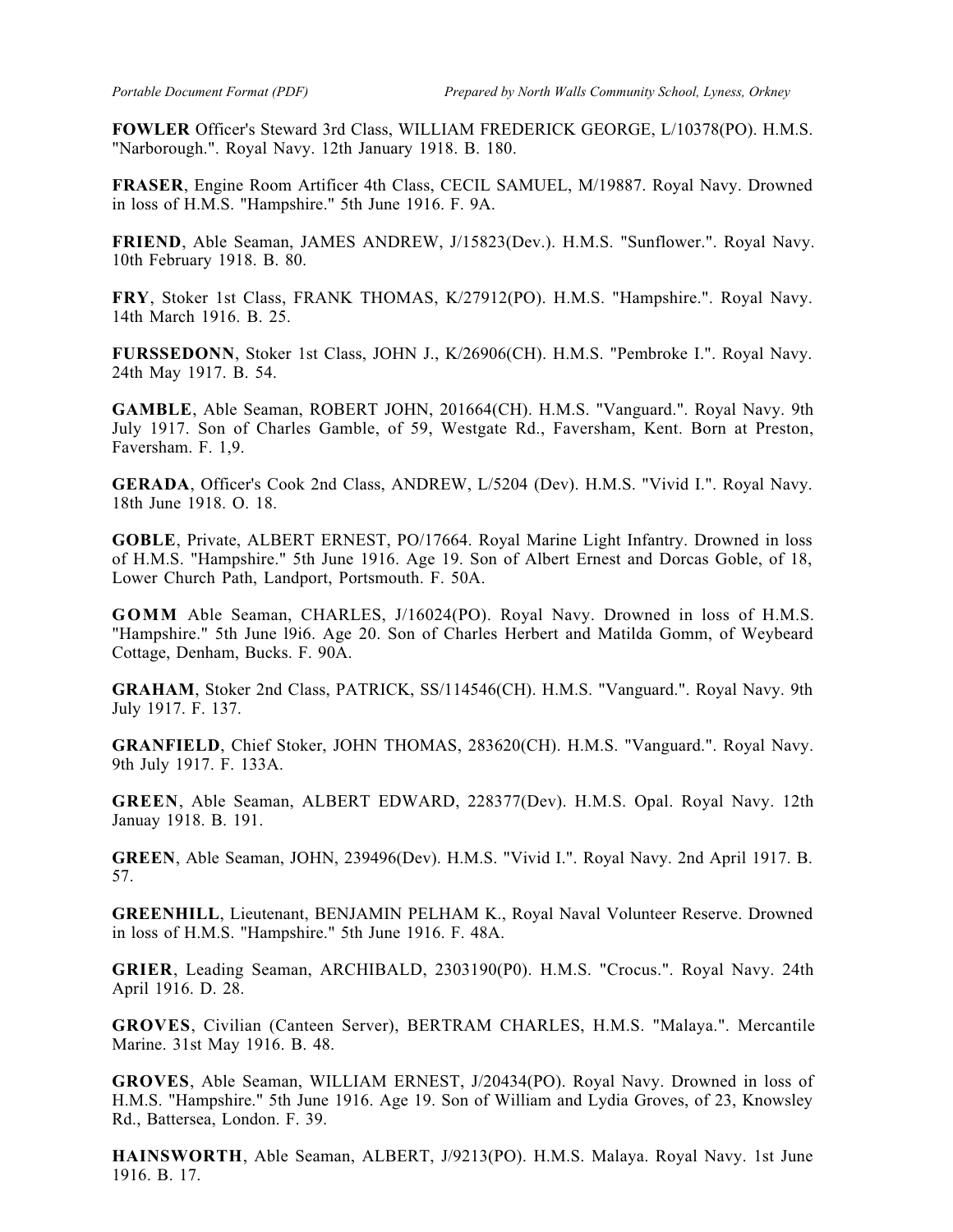**FOWLER** Officer's Steward 3rd Class, WILLIAM FREDERICK GEORGE, L/10378(PO). H.M.S. "Narborough.". Royal Navy. 12th January 1918. B. 180.

**FRASER**, Engine Room Artificer 4th Class, CECIL SAMUEL, M/19887. Royal Navy. Drowned in loss of H.M.S. "Hampshire." 5th June 1916. F. 9A.

**FRIEND**, Able Seaman, JAMES ANDREW, J/15823(Dev.). H.M.S. "Sunflower.". Royal Navy. 10th February 1918. B. 80.

**FRY**, Stoker 1st Class, FRANK THOMAS, K/27912(PO). H.M.S. "Hampshire.". Royal Navy. 14th March 1916. B. 25.

**FURSSEDONN**, Stoker 1st Class, JOHN J., K/26906(CH). H.M.S. "Pembroke I.". Royal Navy. 24th May 1917. B. 54.

**GAMBLE**, Able Seaman, ROBERT JOHN, 201664(CH). H.M.S. "Vanguard.". Royal Navy. 9th July 1917. Son of Charles Gamble, of 59, Westgate Rd., Faversham, Kent. Born at Preston, Faversham. F. 1,9.

**GERADA**, Officer's Cook 2nd Class, ANDREW, L/5204 (Dev). H.M.S. "Vivid I.". Royal Navy. 18th June 1918. O. 18.

**GOBLE**, Private, ALBERT ERNEST, PO/17664. Royal Marine Light Infantry. Drowned in loss of H.M.S. "Hampshire." 5th June 1916. Age 19. Son of Albert Ernest and Dorcas Goble, of 18, Lower Church Path, Landport, Portsmouth. F. 50A.

**GOMM** Able Seaman, CHARLES, J/16024(PO). Royal Navy. Drowned in loss of H.M.S. "Hampshire." 5th June l9i6. Age 20. Son of Charles Herbert and Matilda Gomm, of Weybeard Cottage, Denham, Bucks. F. 90A.

**GRAHAM**, Stoker 2nd Class, PATRICK, SS/114546(CH). H.M.S. "Vanguard.". Royal Navy. 9th July 1917. F. 137.

**GRANFIELD**, Chief Stoker, JOHN THOMAS, 283620(CH). H.M.S. "Vanguard.". Royal Navy. 9th July 1917. F. 133A.

**GREEN**, Able Seaman, ALBERT EDWARD, 228377(Dev). H.M.S. Opal. Royal Navy. 12th Januay 1918. B. 191.

**GREEN**, Able Seaman, JOHN, 239496(Dev). H.M.S. "Vivid I.". Royal Navy. 2nd April 1917. B. 57.

**GREENHILL**, Lieutenant, BENJAMIN PELHAM K., Royal Naval Volunteer Reserve. Drowned in loss of H.M.S. "Hampshire." 5th June 1916. F. 48A.

**GRIER**, Leading Seaman, ARCHIBALD, 2303190(P0). H.M.S. "Crocus.". Royal Navy. 24th April 1916. D. 28.

**GROVES**, Civilian (Canteen Server), BERTRAM CHARLES, H.M.S. "Malaya.". Mercantile Marine. 31st May 1916. B. 48.

**GROVES**, Able Seaman, WILLIAM ERNEST, J/20434(PO). Royal Navy. Drowned in loss of H.M.S. "Hampshire." 5th June 1916. Age 19. Son of William and Lydia Groves, of 23, Knowsley Rd., Battersea, London. F. 39.

**HAINSWORTH**, Able Seaman, ALBERT, J/9213(PO). H.M.S. Malaya. Royal Navy. 1st June 1916. B. 17.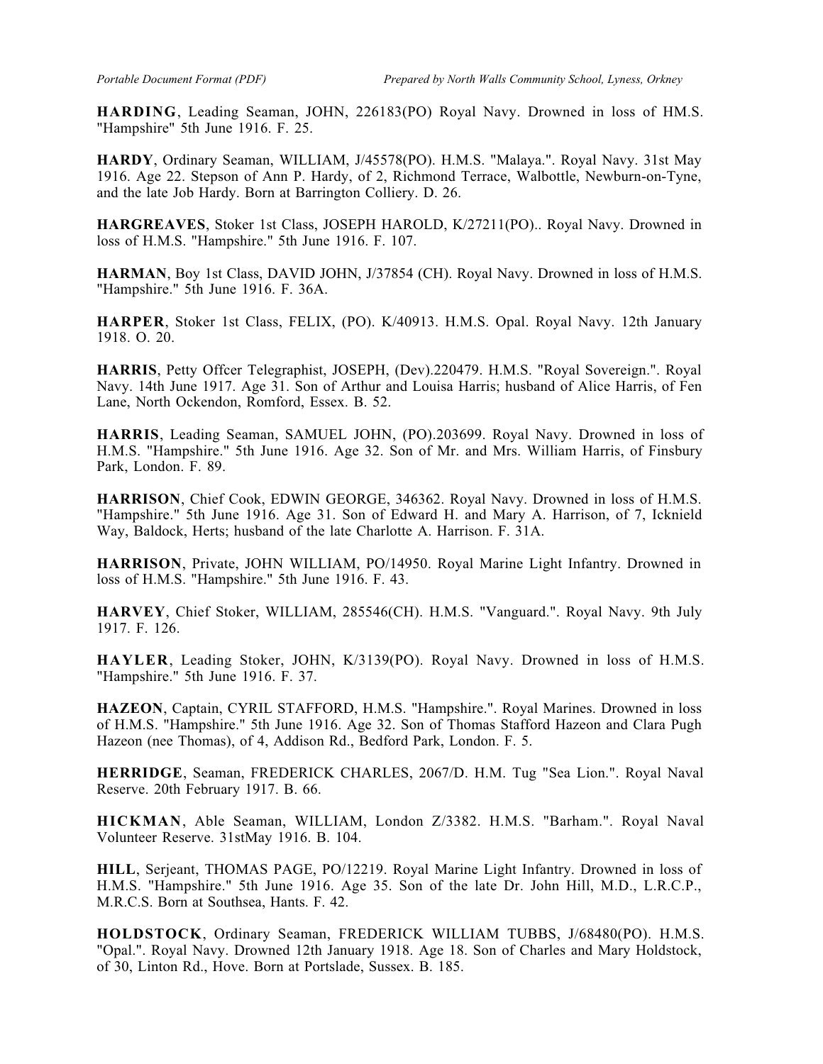**HARDING**, Leading Seaman, JOHN, 226183(PO) Royal Navy. Drowned in loss of HM.S. "Hampshire" 5th June 1916. F. 25.

**HARDY**, Ordinary Seaman, WILLIAM, J/45578(PO). H.M.S. "Malaya.". Royal Navy. 31st May 1916. Age 22. Stepson of Ann P. Hardy, of 2, Richmond Terrace, Walbottle, Newburn-on-Tyne, and the late Job Hardy. Born at Barrington Colliery. D. 26.

**HARGREAVES**, Stoker 1st Class, JOSEPH HAROLD, K/27211(PO).. Royal Navy. Drowned in loss of H.M.S. "Hampshire." 5th June 1916. F. 107.

**HARMAN**, Boy 1st Class, DAVID JOHN, J/37854 (CH). Royal Navy. Drowned in loss of H.M.S. "Hampshire." 5th June 1916. F. 36A.

**HARPER**, Stoker 1st Class, FELIX, (PO). K/40913. H.M.S. Opal. Royal Navy. 12th January 1918. O. 20.

**HARRIS**, Petty Offcer Telegraphist, JOSEPH, (Dev).220479. H.M.S. "Royal Sovereign.". Royal Navy. 14th June 1917. Age 31. Son of Arthur and Louisa Harris; husband of Alice Harris, of Fen Lane, North Ockendon, Romford, Essex. B. 52.

**HARRIS**, Leading Seaman, SAMUEL JOHN, (PO).203699. Royal Navy. Drowned in loss of H.M.S. "Hampshire." 5th June 1916. Age 32. Son of Mr. and Mrs. William Harris, of Finsbury Park, London. F. 89.

**HARRISON**, Chief Cook, EDWIN GEORGE, 346362. Royal Navy. Drowned in loss of H.M.S. "Hampshire." 5th June 1916. Age 31. Son of Edward H. and Mary A. Harrison, of 7, Icknield Way, Baldock, Herts; husband of the late Charlotte A. Harrison. F. 31A.

**HARRISON**, Private, JOHN WILLIAM, PO/14950. Royal Marine Light Infantry. Drowned in loss of H.M.S. "Hampshire." 5th June 1916. F. 43.

**HARVEY**, Chief Stoker, WILLIAM, 285546(CH). H.M.S. "Vanguard.". Royal Navy. 9th July 1917. F. 126.

**HAYLER**, Leading Stoker, JOHN, K/3139(PO). Royal Navy. Drowned in loss of H.M.S. "Hampshire." 5th June 1916. F. 37.

**HAZEON**, Captain, CYRIL STAFFORD, H.M.S. "Hampshire.". Royal Marines. Drowned in loss of H.M.S. "Hampshire." 5th June 1916. Age 32. Son of Thomas Stafford Hazeon and Clara Pugh Hazeon (nee Thomas), of 4, Addison Rd., Bedford Park, London. F. 5.

**HERRIDGE**, Seaman, FREDERICK CHARLES, 2067/D. H.M. Tug "Sea Lion.". Royal Naval Reserve. 20th February 1917. B. 66.

**HICKMAN**, Able Seaman, WILLIAM, London Z/3382. H.M.S. "Barham.". Royal Naval Volunteer Reserve. 31stMay 1916. B. 104.

**HILL**, Serjeant, THOMAS PAGE, PO/12219. Royal Marine Light Infantry. Drowned in loss of H.M.S. "Hampshire." 5th June 1916. Age 35. Son of the late Dr. John Hill, M.D., L.R.C.P., M.R.C.S. Born at Southsea, Hants. F. 42.

**HOLDSTOCK**, Ordinary Seaman, FREDERICK WILLIAM TUBBS, J/68480(PO). H.M.S. "Opal.". Royal Navy. Drowned 12th January 1918. Age 18. Son of Charles and Mary Holdstock, of 30, Linton Rd., Hove. Born at Portslade, Sussex. B. 185.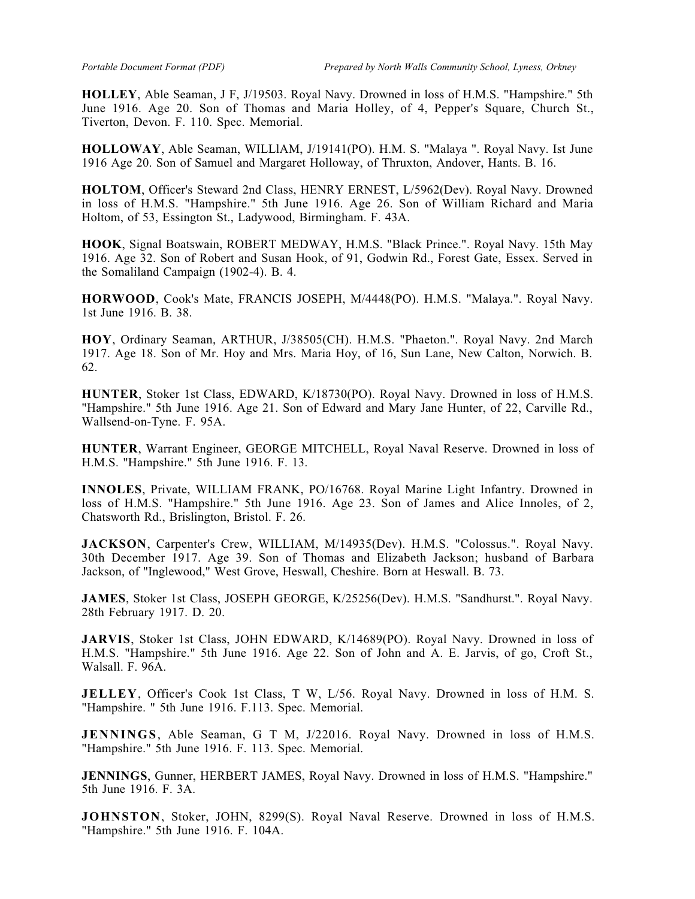**HOLLEY**, Able Seaman, J F, J/19503. Royal Navy. Drowned in loss of H.M.S. "Hampshire." 5th June 1916. Age 20. Son of Thomas and Maria Holley, of 4, Pepper's Square, Church St., Tiverton, Devon. F. 110. Spec. Memorial.

**HOLLOWAY**, Able Seaman, WILLlAM, J/19141(PO). H.M. S. "Malaya ". Royal Navy. Ist June 1916 Age 20. Son of Samuel and Margaret Holloway, of Thruxton, Andover, Hants. B. 16.

**HOLTOM**, Officer's Steward 2nd Class, HENRY ERNEST, L/5962(Dev). Royal Navy. Drowned in loss of H.M.S. "Hampshire." 5th June 1916. Age 26. Son of William Richard and Maria Holtom, of 53, Essington St., Ladywood, Birmingham. F. 43A.

**HOOK**, Signal Boatswain, ROBERT MEDWAY, H.M.S. "Black Prince.". Royal Navy. 15th May 1916. Age 32. Son of Robert and Susan Hook, of 91, Godwin Rd., Forest Gate, Essex. Served in the Somaliland Campaign (1902-4). B. 4.

**HORWOOD**, Cook's Mate, FRANCIS JOSEPH, M/4448(PO). H.M.S. "Malaya.". Royal Navy. 1st June 1916. B. 38.

**HOY**, Ordinary Seaman, ARTHUR, J/38505(CH). H.M.S. "Phaeton.". Royal Navy. 2nd March 1917. Age 18. Son of Mr. Hoy and Mrs. Maria Hoy, of 16, Sun Lane, New Calton, Norwich. B. 62.

**HUNTER**, Stoker 1st Class, EDWARD, K/18730(PO). Royal Navy. Drowned in loss of H.M.S. "Hampshire." 5th June 1916. Age 21. Son of Edward and Mary Jane Hunter, of 22, Carville Rd., Wallsend-on-Tyne. F. 95A.

**HUNTER**, Warrant Engineer, GEORGE MITCHELL, Royal Naval Reserve. Drowned in loss of H.M.S. "Hampshire." 5th June 1916. F. 13.

**INNOLES**, Private, WILLIAM FRANK, PO/16768. Royal Marine Light Infantry. Drowned in loss of H.M.S. "Hampshire." 5th June 1916. Age 23. Son of James and Alice Innoles, of 2, Chatsworth Rd., Brislington, Bristol. F. 26.

**JACKSON**, Carpenter's Crew, WILLIAM, M/14935(Dev). H.M.S. "Colossus.". Royal Navy. 30th December 1917. Age 39. Son of Thomas and Elizabeth Jackson; husband of Barbara Jackson, of "Inglewood," West Grove, Heswall, Cheshire. Born at Heswall. B. 73.

**JAMES**, Stoker 1st Class, JOSEPH GEORGE, K/25256(Dev). H.M.S. "Sandhurst.". Royal Navy. 28th February 1917. D. 20.

**JARVIS**, Stoker 1st Class, JOHN EDWARD, K/14689(PO). Royal Navy. Drowned in loss of H.M.S. "Hampshire." 5th June 1916. Age 22. Son of John and A. E. Jarvis, of go, Croft St., Walsall. F. 96A.

**JELLEY**, Officer's Cook 1st Class, T W, L/56. Royal Navy. Drowned in loss of H.M. S. "Hampshire. " 5th June 1916. F.113. Spec. Memorial.

**JENNINGS**, Able Seaman, G T M, J/22016. Royal Navy. Drowned in loss of H.M.S. "Hampshire." 5th June 1916. F. 113. Spec. Memorial.

**JENNINGS**, Gunner, HERBERT JAMES, Royal Navy. Drowned in loss of H.M.S. "Hampshire." 5th June 1916. F. 3A.

**JOHNSTON**, Stoker, JOHN, 8299(S). Royal Naval Reserve. Drowned in loss of H.M.S. "Hampshire." 5th June 1916. F. 104A.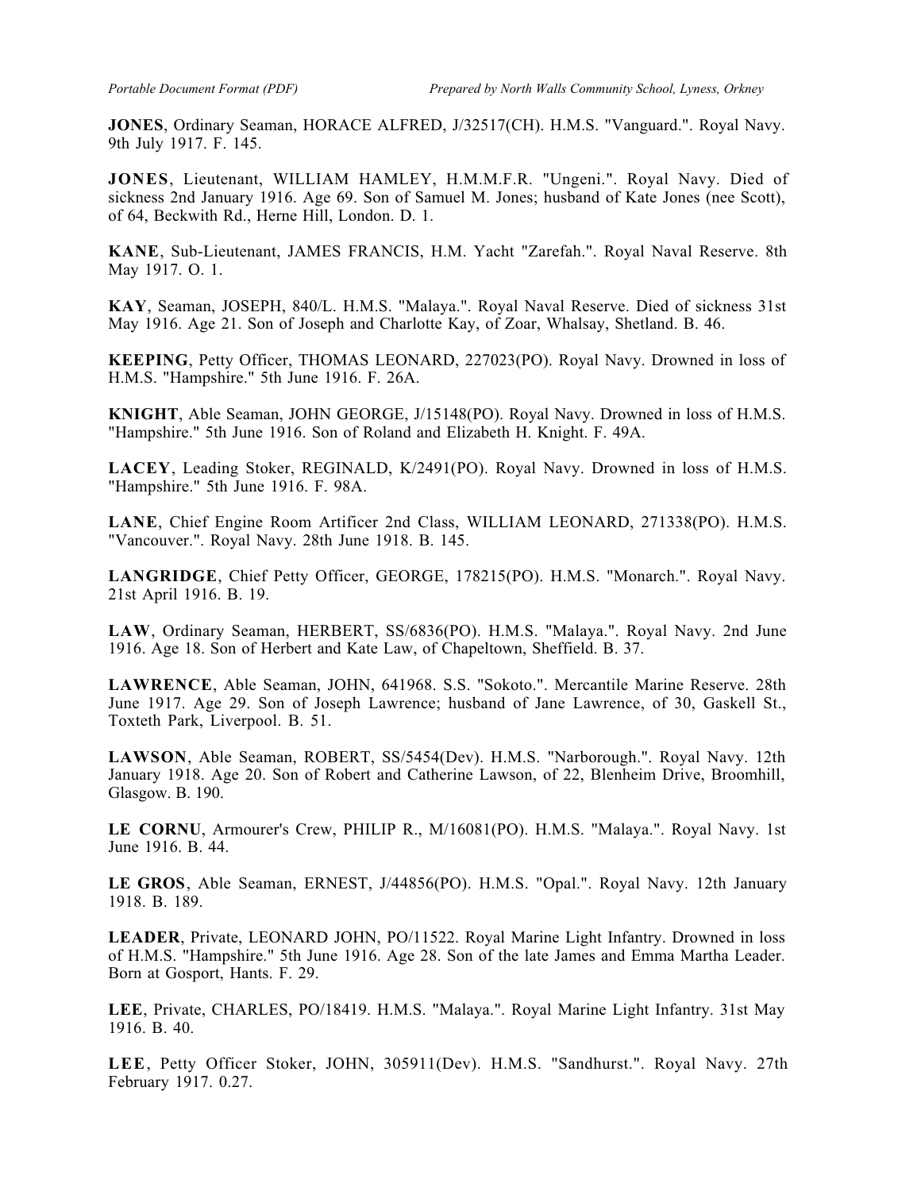**JONES**, Ordinary Seaman, HORACE ALFRED, J/32517(CH). H.M.S. "Vanguard.". Royal Navy. 9th July 1917. F. 145.

**JONES**, Lieutenant, WILLIAM HAMLEY, H.M.M.F.R. "Ungeni.". Royal Navy. Died of sickness 2nd January 1916. Age 69. Son of Samuel M. Jones; husband of Kate Jones (nee Scott), of 64, Beckwith Rd., Herne Hill, London. D. 1.

**KANE**, Sub-Lieutenant, JAMES FRANCIS, H.M. Yacht "Zarefah.". Royal Naval Reserve. 8th May 1917. O. 1.

**KAY**, Seaman, JOSEPH, 840/L. H.M.S. "Malaya.". Royal Naval Reserve. Died of sickness 31st May 1916. Age 21. Son of Joseph and Charlotte Kay, of Zoar, Whalsay, Shetland. B. 46.

**KEEPING**, Petty Officer, THOMAS LEONARD, 227023(PO). Royal Navy. Drowned in loss of H.M.S. "Hampshire." 5th June 1916. F. 26A.

**KNIGHT**, Able Seaman, JOHN GEORGE, J/15148(PO). Royal Navy. Drowned in loss of H.M.S. "Hampshire." 5th June 1916. Son of Roland and Elizabeth H. Knight. F. 49A.

**LACEY**, Leading Stoker, REGINALD, K/2491(PO). Royal Navy. Drowned in loss of H.M.S. "Hampshire." 5th June 1916. F. 98A.

**LANE**, Chief Engine Room Artificer 2nd Class, WILLIAM LEONARD, 271338(PO). H.M.S. "Vancouver.". Royal Navy. 28th June 1918. B. 145.

**LANGRIDGE**, Chief Petty Officer, GEORGE, 178215(PO). H.M.S. "Monarch.". Royal Navy. 21st April 1916. B. 19.

**LAW**, Ordinary Seaman, HERBERT, SS/6836(PO). H.M.S. "Malaya.". Royal Navy. 2nd June 1916. Age 18. Son of Herbert and Kate Law, of Chapeltown, Sheffield. B. 37.

**LAWRENCE**, Able Seaman, JOHN, 641968. S.S. "Sokoto.". Mercantile Marine Reserve. 28th June 1917. Age 29. Son of Joseph Lawrence; husband of Jane Lawrence, of 30, Gaskell St., Toxteth Park, Liverpool. B. 51.

**LAWSON**, Able Seaman, ROBERT, SS/5454(Dev). H.M.S. "Narborough.". Royal Navy. 12th January 1918. Age 20. Son of Robert and Catherine Lawson, of 22, Blenheim Drive, Broomhill, Glasgow. B. 190.

**LE CORNU**, Armourer's Crew, PHILIP R., M/16081(PO). H.M.S. "Malaya.". Royal Navy. 1st June 1916. B. 44.

**LE GROS**, Able Seaman, ERNEST, J/44856(PO). H.M.S. "Opal.". Royal Navy. 12th January 1918. B. 189.

**LEADER**, Private, LEONARD JOHN, PO/11522. Royal Marine Light Infantry. Drowned in loss of H.M.S. "Hampshire." 5th June 1916. Age 28. Son of the late James and Emma Martha Leader. Born at Gosport, Hants. F. 29.

**LEE**, Private, CHARLES, PO/18419. H.M.S. "Malaya.". Royal Marine Light Infantry. 31st May 1916. B. 40.

**LEE**, Petty Officer Stoker, JOHN, 305911(Dev). H.M.S. "Sandhurst.". Royal Navy. 27th February 1917. 0.27.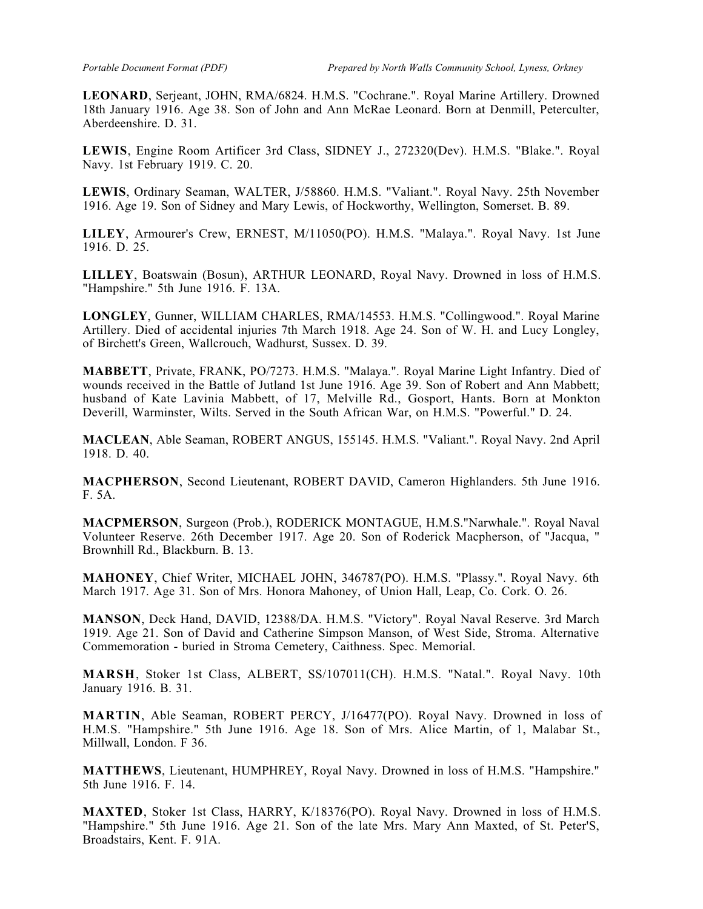**LEONARD**, Serjeant, JOHN, RMA/6824. H.M.S. "Cochrane.". Royal Marine Artillery. Drowned 18th January 1916. Age 38. Son of John and Ann McRae Leonard. Born at Denmill, Peterculter, Aberdeenshire. D. 31.

**LEWIS**, Engine Room Artificer 3rd Class, SIDNEY J., 272320(Dev). H.M.S. "Blake.". Royal Navy. 1st February 1919. C. 20.

**LEWIS**, Ordinary Seaman, WALTER, J/58860. H.M.S. "Valiant.". Royal Navy. 25th November 1916. Age 19. Son of Sidney and Mary Lewis, of Hockworthy, Wellington, Somerset. B. 89.

**LILEY**, Armourer's Crew, ERNEST, M/11050(PO). H.M.S. "Malaya.". Royal Navy. 1st June 1916. D. 25.

**LILLEY**, Boatswain (Bosun), ARTHUR LEONARD, Royal Navy. Drowned in loss of H.M.S. "Hampshire." 5th June 1916. F. 13A.

**LONGLEY**, Gunner, WILLIAM CHARLES, RMA/14553. H.M.S. "Collingwood.". Royal Marine Artillery. Died of accidental injuries 7th March 1918. Age 24. Son of W. H. and Lucy Longley, of Birchett's Green, Wallcrouch, Wadhurst, Sussex. D. 39.

**MABBETT**, Private, FRANK, PO/7273. H.M.S. "Malaya.". Royal Marine Light Infantry. Died of wounds received in the Battle of Jutland 1st June 1916. Age 39. Son of Robert and Ann Mabbett; husband of Kate Lavinia Mabbett, of 17, Melville Rd., Gosport, Hants. Born at Monkton Deverill, Warminster, Wilts. Served in the South African War, on H.M.S. "Powerful." D. 24.

**MACLEAN**, Able Seaman, ROBERT ANGUS, 155145. H.M.S. "Valiant.". Royal Navy. 2nd April 1918. D. 40.

**MACPHERSON**, Second Lieutenant, ROBERT DAVID, Cameron Highlanders. 5th June 1916. F. 5A.

**MACPMERSON**, Surgeon (Prob.), RODERICK MONTAGUE, H.M.S."Narwhale.". Royal Naval Volunteer Reserve. 26th December 1917. Age 20. Son of Roderick Macpherson, of "Jacqua, " Brownhill Rd., Blackburn. B. 13.

**MAHONEY**, Chief Writer, MICHAEL JOHN, 346787(PO). H.M.S. "Plassy.". Royal Navy. 6th March 1917. Age 31. Son of Mrs. Honora Mahoney, of Union Hall, Leap, Co. Cork. O. 26.

**MANSON**, Deck Hand, DAVID, 12388/DA. H.M.S. "Victory". Royal Naval Reserve. 3rd March 1919. Age 21. Son of David and Catherine Simpson Manson, of West Side, Stroma. Alternative Commemoration - buried in Stroma Cemetery, Caithness. Spec. Memorial.

**MARSH**, Stoker 1st Class, ALBERT, SS/107011(CH). H.M.S. "Natal.". Royal Navy. 10th January 1916. B. 31.

**MARTIN**, Able Seaman, ROBERT PERCY, J/16477(PO). Royal Navy. Drowned in loss of H.M.S. "Hampshire." 5th June 1916. Age 18. Son of Mrs. Alice Martin, of 1, Malabar St., Millwall, London. F 36.

**MATTHEWS**, Lieutenant, HUMPHREY, Royal Navy. Drowned in loss of H.M.S. "Hampshire." 5th June 1916. F. 14.

**MAXTED**, Stoker 1st Class, HARRY, K/18376(PO). Royal Navy. Drowned in loss of H.M.S. "Hampshire." 5th June 1916. Age 21. Son of the late Mrs. Mary Ann Maxted, of St. Peter'S, Broadstairs, Kent. F. 91A.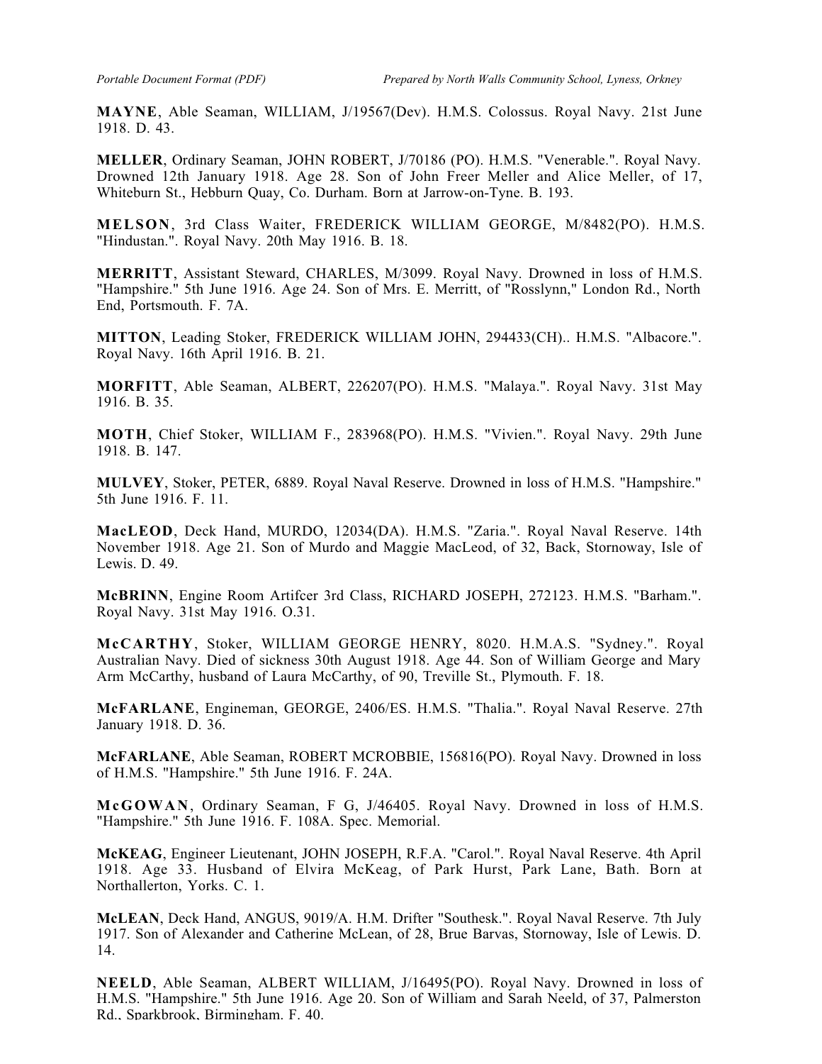**MAYNE**, Able Seaman, WILLIAM, J/19567(Dev). H.M.S. Colossus. Royal Navy. 21st June 1918. D. 43.

**MELLER**, Ordinary Seaman, JOHN ROBERT, J/70186 (PO). H.M.S. "Venerable.". Royal Navy. Drowned 12th January 1918. Age 28. Son of John Freer Meller and Alice Meller, of 17, Whiteburn St., Hebburn Quay, Co. Durham. Born at Jarrow-on-Tyne. B. 193.

**MELSON**, 3rd Class Waiter, FREDERICK WILLIAM GEORGE, M/8482(PO). H.M.S. "Hindustan.". Royal Navy. 20th May 1916. B. 18.

**MERRITT**, Assistant Steward, CHARLES, M/3099. Royal Navy. Drowned in loss of H.M.S. "Hampshire." 5th June 1916. Age 24. Son of Mrs. E. Merritt, of "Rosslynn," London Rd., North End, Portsmouth. F. 7A.

**MITTON**, Leading Stoker, FREDERICK WILLIAM JOHN, 294433(CH).. H.M.S. "Albacore.". Royal Navy. 16th April 1916. B. 21.

**MORFITT**, Able Seaman, ALBERT, 226207(PO). H.M.S. "Malaya.". Royal Navy. 31st May 1916. B. 35.

**MOTH**, Chief Stoker, WILLIAM F., 283968(PO). H.M.S. "Vivien.". Royal Navy. 29th June 1918. B. 147.

**MULVEY**, Stoker, PETER, 6889. Royal Naval Reserve. Drowned in loss of H.M.S. "Hampshire." 5th June 1916. F. 11.

**MacLEOD**, Deck Hand, MURDO, 12034(DA). H.M.S. "Zaria.". Royal Naval Reserve. 14th November 1918. Age 21. Son of Murdo and Maggie MacLeod, of 32, Back, Stornoway, Isle of Lewis. D. 49.

**McBRINN**, Engine Room Artifcer 3rd Class, RICHARD JOSEPH, 272123. H.M.S. "Barham.". Royal Navy. 31st May 1916. O.31.

**McCARTHY**, Stoker, WILLIAM GEORGE HENRY, 8020. H.M.A.S. "Sydney.". Royal Australian Navy. Died of sickness 30th August 1918. Age 44. Son of William George and Mary Arm McCarthy, husband of Laura McCarthy, of 90, Treville St., Plymouth. F. 18.

**McFARLANE**, Engineman, GEORGE, 2406/ES. H.M.S. "Thalia.". Royal Naval Reserve. 27th January 1918. D. 36.

**McFARLANE**, Able Seaman, ROBERT MCROBBIE, 156816(PO). Royal Navy. Drowned in loss of H.M.S. "Hampshire." 5th June 1916. F. 24A.

**McGOWAN**, Ordinary Seaman, F G, J/46405. Royal Navy. Drowned in loss of H.M.S. "Hampshire." 5th June 1916. F. 108A. Spec. Memorial.

**McKEAG**, Engineer Lieutenant, JOHN JOSEPH, R.F.A. "Carol.". Royal Naval Reserve. 4th April 1918. Age 33. Husband of Elvira McKeag, of Park Hurst, Park Lane, Bath. Born at Northallerton, Yorks. C. 1.

**McLEAN**, Deck Hand, ANGUS, 9019/A. H.M. Drifter "Southesk.". Royal Naval Reserve. 7th July 1917. Son of Alexander and Catherine McLean, of 28, Brue Barvas, Stornoway, Isle of Lewis. D. 14.

**NEELD**, Able Seaman, ALBERT WILLIAM, J/16495(PO). Royal Navy. Drowned in loss of H.M.S. "Hampshire." 5th June 1916. Age 20. Son of William and Sarah Neeld, of 37, Palmerston Rd., Sparkbrook, Birmingham. F. 40.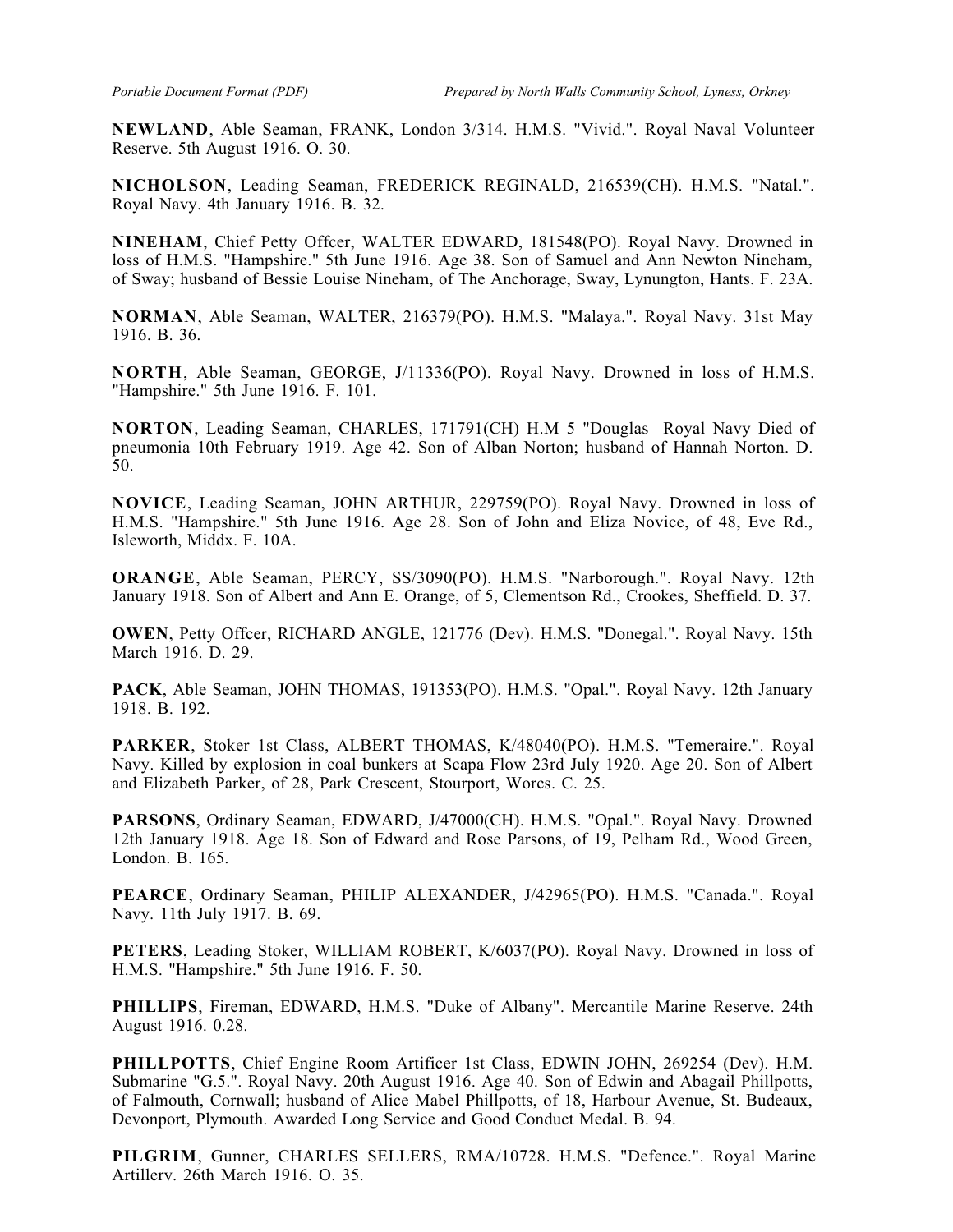**NEWLAND**, Able Seaman, FRANK, London 3/314. H.M.S. "Vivid.". Royal Naval Volunteer Reserve. 5th August 1916. O. 30.

**NICHOLSON**, Leading Seaman, FREDERICK REGINALD, 216539(CH). H.M.S. "Natal.". Royal Navy. 4th January 1916. B. 32.

**NINEHAM**, Chief Petty Offcer, WALTER EDWARD, 181548(PO). Royal Navy. Drowned in loss of H.M.S. "Hampshire." 5th June 1916. Age 38. Son of Samuel and Ann Newton Nineham, of Sway; husband of Bessie Louise Nineham, of The Anchorage, Sway, Lynungton, Hants. F. 23A.

**NORMAN**, Able Seaman, WALTER, 216379(PO). H.M.S. "Malaya.". Royal Navy. 31st May 1916. B. 36.

**NORTH**, Able Seaman, GEORGE, J/11336(PO). Royal Navy. Drowned in loss of H.M.S. "Hampshire." 5th June 1916. F. 101.

**NORTON**, Leading Seaman, CHARLES, 171791(CH) H.M 5 "Douglas Royal Navy Died of pneumonia 10th February 1919. Age 42. Son of Alban Norton; husband of Hannah Norton. D. 50.

**NOVICE**, Leading Seaman, JOHN ARTHUR, 229759(PO). Royal Navy. Drowned in loss of H.M.S. "Hampshire." 5th June 1916. Age 28. Son of John and Eliza Novice, of 48, Eve Rd., Isleworth, Middx. F. 10A.

**ORANGE**, Able Seaman, PERCY, SS/3090(PO). H.M.S. "Narborough.". Royal Navy. 12th January 1918. Son of Albert and Ann E. Orange, of 5, Clementson Rd., Crookes, Sheffield. D. 37.

**OWEN**, Petty Offcer, RICHARD ANGLE, 121776 (Dev). H.M.S. "Donegal.". Royal Navy. 15th March 1916. D. 29.

**PACK**, Able Seaman, JOHN THOMAS, 191353(PO). H.M.S. "Opal.". Royal Navy. 12th January 1918. B. 192.

**PARKER**, Stoker 1st Class, ALBERT THOMAS, K/48040(PO). H.M.S. "Temeraire.". Royal Navy. Killed by explosion in coal bunkers at Scapa Flow 23rd July 1920. Age 20. Son of Albert and Elizabeth Parker, of 28, Park Crescent, Stourport, Worcs. C. 25.

**PARSONS**, Ordinary Seaman, EDWARD, J/47000(CH). H.M.S. "Opal.". Royal Navy. Drowned 12th January 1918. Age 18. Son of Edward and Rose Parsons, of 19, Pelham Rd., Wood Green, London. B. 165.

**PEARCE**, Ordinary Seaman, PHILIP ALEXANDER, J/42965(PO). H.M.S. "Canada.". Royal Navy. 11th July 1917. B. 69.

**PETERS**, Leading Stoker, WILLIAM ROBERT, K/6037(PO). Royal Navy. Drowned in loss of H.M.S. "Hampshire." 5th June 1916. F. 50.

**PHILLIPS**, Fireman, EDWARD, H.M.S. "Duke of Albany". Mercantile Marine Reserve. 24th August 1916. 0.28.

**PHILLPOTTS**, Chief Engine Room Artificer 1st Class, EDWIN JOHN, 269254 (Dev). H.M. Submarine "G.5.". Royal Navy. 20th August 1916. Age 40. Son of Edwin and Abagail Phillpotts, of Falmouth, Cornwall; husband of Alice Mabel Phillpotts, of 18, Harbour Avenue, St. Budeaux, Devonport, Plymouth. Awarded Long Service and Good Conduct Medal. B. 94.

**PILGRIM**, Gunner, CHARLES SELLERS, RMA/10728. H.M.S. "Defence.". Royal Marine Artillery. 26th March 1916. O. 35.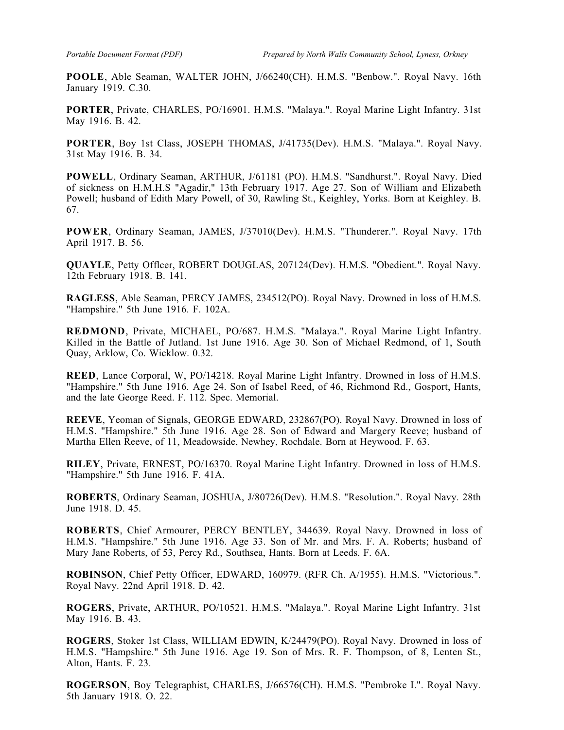**POOLE**, Able Seaman, WALTER JOHN, J/66240(CH). H.M.S. "Benbow.". Royal Navy. 16th January 1919. C.30.

**PORTER**, Private, CHARLES, PO/16901. H.M.S. "Malaya.". Royal Marine Light Infantry. 31st May 1916. B. 42.

**PORTER**, Boy 1st Class, JOSEPH THOMAS, J/41735(Dev). H.M.S. "Malaya.". Royal Navy. 31st May 1916. B. 34.

**POWELL**, Ordinary Seaman, ARTHUR, J/61181 (PO). H.M.S. "Sandhurst.". Royal Navy. Died of sickness on H.M.H.S "Agadir," 13th February 1917. Age 27. Son of William and Elizabeth Powell; husband of Edith Mary Powell, of 30, Rawling St., Keighley, Yorks. Born at Keighley. B. 67.

**POWER**, Ordinary Seaman, JAMES, J/37010(Dev). H.M.S. "Thunderer.". Royal Navy. 17th April 1917. B. 56.

**QUAYLE**, Petty Offlcer, ROBERT DOUGLAS, 207124(Dev). H.M.S. "Obedient.". Royal Navy. 12th February 1918. B. 141.

**RAGLESS**, Able Seaman, PERCY JAMES, 234512(PO). Royal Navy. Drowned in loss of H.M.S. "Hampshire." 5th June 1916. F. 102A.

**REDMOND**, Private, MICHAEL, PO/687. H.M.S. "Malaya.". Royal Marine Light Infantry. Killed in the Battle of Jutland. 1st June 1916. Age 30. Son of Michael Redmond, of 1, South Quay, Arklow, Co. Wicklow. 0.32.

**REED**, Lance Corporal, W, PO/14218. Royal Marine Light Infantry. Drowned in loss of H.M.S. "Hampshire." 5th June 1916. Age 24. Son of Isabel Reed, of 46, Richmond Rd., Gosport, Hants, and the late George Reed. F. 112. Spec. Memorial.

**REEVE**, Yeoman of Signals, GEORGE EDWARD, 232867(PO). Royal Navy. Drowned in loss of H.M.S. "Hampshire." 5th June 1916. Age 28. Son of Edward and Margery Reeve; husband of Martha Ellen Reeve, of 11, Meadowside, Newhey, Rochdale. Born at Heywood. F. 63.

**RILEY**, Private, ERNEST, PO/16370. Royal Marine Light Infantry. Drowned in loss of H.M.S. "Hampshire." 5th June 1916. F. 41A.

**ROBERTS**, Ordinary Seaman, JOSHUA, J/80726(Dev). H.M.S. "Resolution.". Royal Navy. 28th June 1918. D. 45.

**ROBERTS**, Chief Armourer, PERCY BENTLEY, 344639. Royal Navy. Drowned in loss of H.M.S. "Hampshire." 5th June 1916. Age 33. Son of Mr. and Mrs. F. A. Roberts; husband of Mary Jane Roberts, of 53, Percy Rd., Southsea, Hants. Born at Leeds. F. 6A.

**ROBINSON**, Chief Petty Officer, EDWARD, 160979. (RFR Ch. A/1955). H.M.S. "Victorious.". Royal Navy. 22nd April 1918. D. 42.

**ROGERS**, Private, ARTHUR, PO/10521. H.M.S. "Malaya.". Royal Marine Light Infantry. 31st May 1916. B. 43.

**ROGERS**, Stoker 1st Class, WILLIAM EDWIN, K/24479(PO). Royal Navy. Drowned in loss of H.M.S. "Hampshire." 5th June 1916. Age 19. Son of Mrs. R. F. Thompson, of 8, Lenten St., Alton, Hants. F. 23.

**ROGERSON**, Boy Telegraphist, CHARLES, J/66576(CH). H.M.S. "Pembroke I.". Royal Navy. 5th January 1918. O. 22.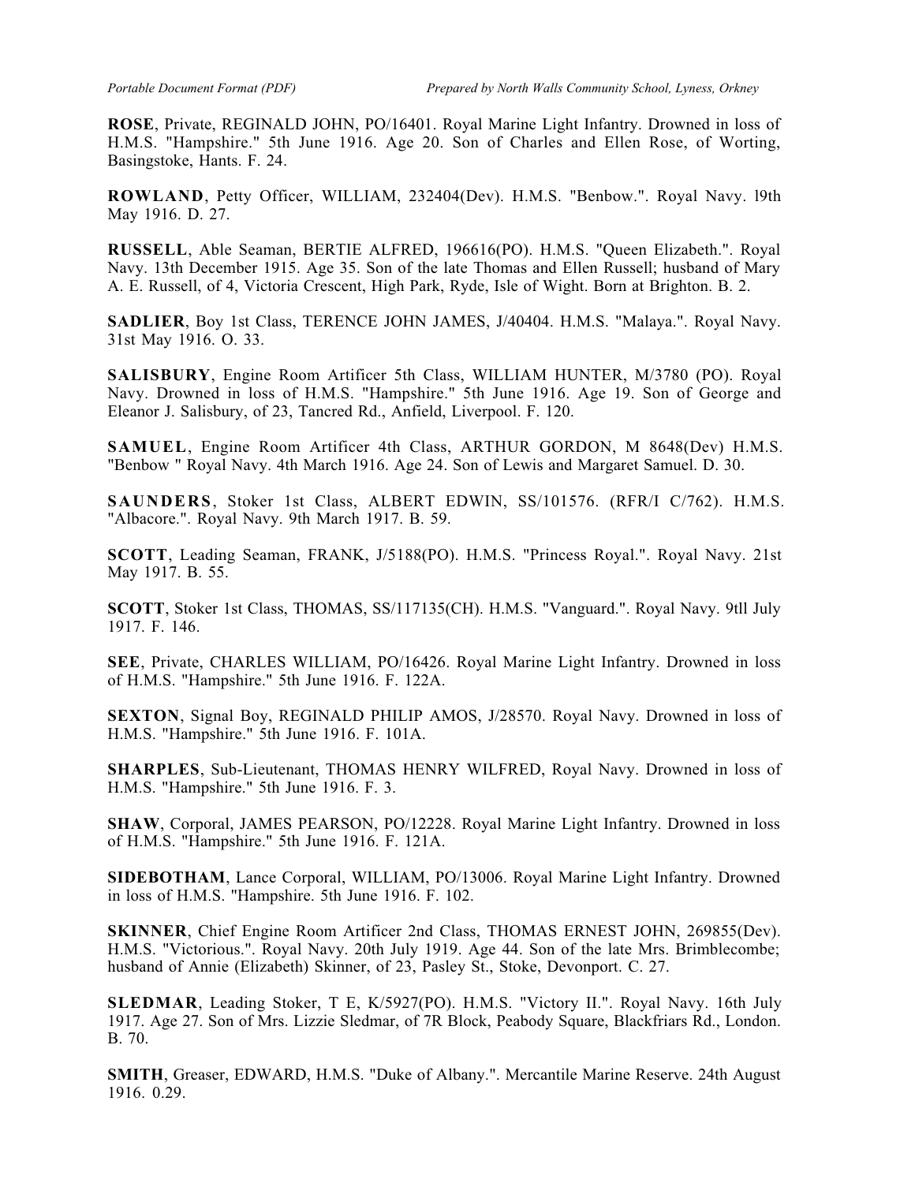**ROSE**, Private, REGINALD JOHN, PO/16401. Royal Marine Light Infantry. Drowned in loss of H.M.S. "Hampshire." 5th June 1916. Age 20. Son of Charles and Ellen Rose, of Worting, Basingstoke, Hants. F. 24.

**ROWLAND**, Petty Officer, WILLIAM, 232404(Dev). H.M.S. "Benbow.". Royal Navy. l9th May 1916. D. 27.

**RUSSELL**, Able Seaman, BERTIE ALFRED, 196616(PO). H.M.S. "Queen Elizabeth.". Royal Navy. 13th December 1915. Age 35. Son of the late Thomas and Ellen Russell; husband of Mary A. E. Russell, of 4, Victoria Crescent, High Park, Ryde, Isle of Wight. Born at Brighton. B. 2.

**SADLIER**, Boy 1st Class, TERENCE JOHN JAMES, J/40404. H.M.S. "Malaya.". Royal Navy. 31st May 1916. O. 33.

**SALISBURY**, Engine Room Artificer 5th Class, WILLIAM HUNTER, M/3780 (PO). Royal Navy. Drowned in loss of H.M.S. "Hampshire." 5th June 1916. Age 19. Son of George and Eleanor J. Salisbury, of 23, Tancred Rd., Anfield, Liverpool. F. 120.

**SAMUEL**, Engine Room Artificer 4th Class, ARTHUR GORDON, M 8648(Dev) H.M.S. "Benbow " Royal Navy. 4th March 1916. Age 24. Son of Lewis and Margaret Samuel. D. 30.

**SAUNDERS**, Stoker 1st Class, ALBERT EDWIN, SS/101576. (RFR/I C/762). H.M.S. "Albacore.". Royal Navy. 9th March 1917. B. 59.

**SCOTT**, Leading Seaman, FRANK, J/5188(PO). H.M.S. "Princess Royal.". Royal Navy. 21st May 1917. B. 55.

**SCOTT**, Stoker 1st Class, THOMAS, SS/117135(CH). H.M.S. "Vanguard.". Royal Navy. 9tll July 1917. F. 146.

**SEE**, Private, CHARLES WILLIAM, PO/16426. Royal Marine Light Infantry. Drowned in loss of H.M.S. "Hampshire." 5th June 1916. F. 122A.

**SEXTON**, Signal Boy, REGINALD PHILIP AMOS, J/28570. Royal Navy. Drowned in loss of H.M.S. "Hampshire." 5th June 1916. F. 101A.

**SHARPLES**, Sub-Lieutenant, THOMAS HENRY WILFRED, Royal Navy. Drowned in loss of H.M.S. "Hampshire." 5th June 1916. F. 3.

**SHAW**, Corporal, JAMES PEARSON, PO/12228. Royal Marine Light Infantry. Drowned in loss of H.M.S. "Hampshire." 5th June 1916. F. 121A.

**SIDEBOTHAM**, Lance Corporal, WILLIAM, PO/13006. Royal Marine Light Infantry. Drowned in loss of H.M.S. "Hampshire. 5th June 1916. F. 102.

**SKINNER**, Chief Engine Room Artificer 2nd Class, THOMAS ERNEST JOHN, 269855(Dev). H.M.S. "Victorious.". Royal Navy. 20th July 1919. Age 44. Son of the late Mrs. Brimblecombe; husband of Annie (Elizabeth) Skinner, of 23, Pasley St., Stoke, Devonport. C. 27.

**SLEDMAR**, Leading Stoker, T E, K/5927(PO). H.M.S. "Victory II.". Royal Navy. 16th July 1917. Age 27. Son of Mrs. Lizzie Sledmar, of 7R Block, Peabody Square, Blackfriars Rd., London. B. 70.

**SMITH**, Greaser, EDWARD, H.M.S. "Duke of Albany.". Mercantile Marine Reserve. 24th August 1916. 0.29.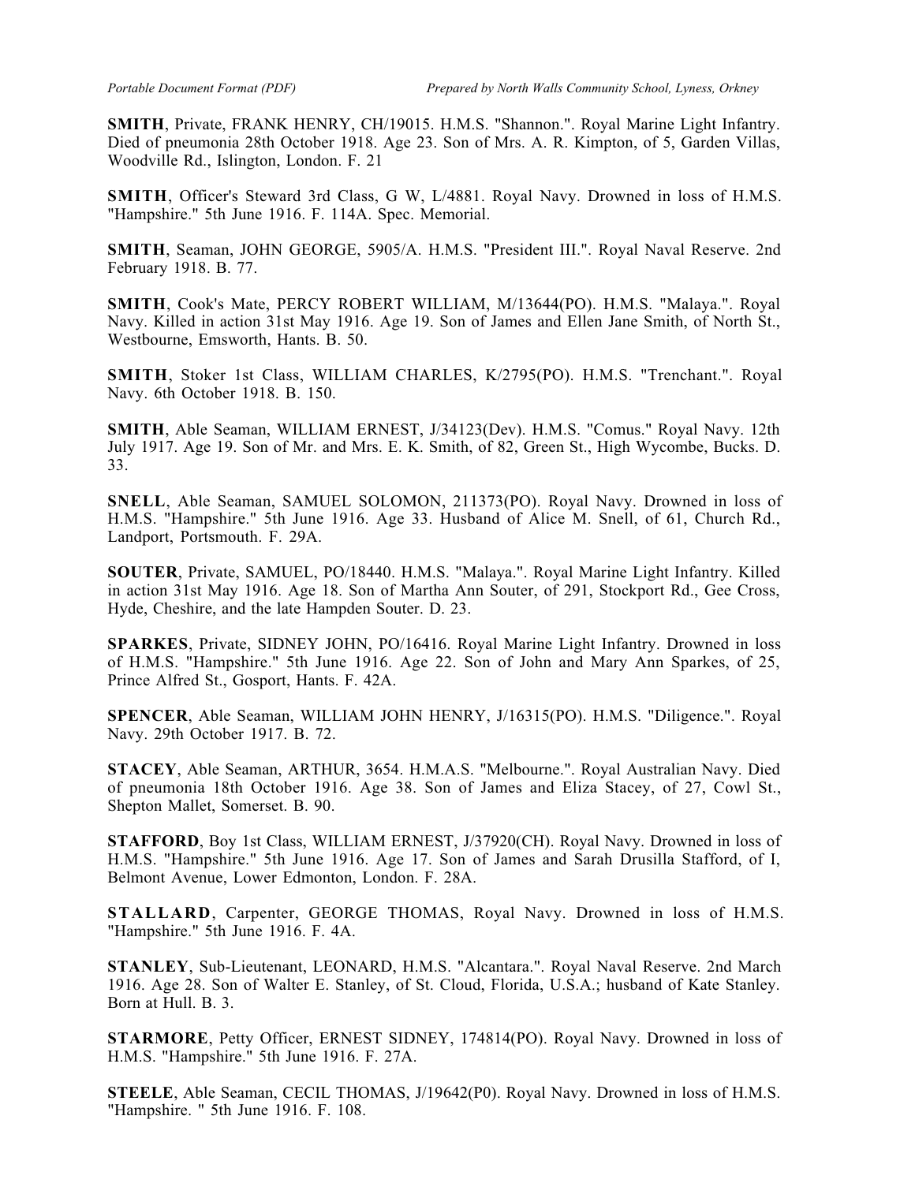**SMITH**, Private, FRANK HENRY, CH/19015. H.M.S. "Shannon.". Royal Marine Light Infantry. Died of pneumonia 28th October 1918. Age 23. Son of Mrs. A. R. Kimpton, of 5, Garden Villas, Woodville Rd., Islington, London. F. 21

**SMITH**, Officer's Steward 3rd Class, G W, L/4881. Royal Navy. Drowned in loss of H.M.S. "Hampshire." 5th June 1916. F. 114A. Spec. Memorial.

**SMITH**, Seaman, JOHN GEORGE, 5905/A. H.M.S. "President III.". Royal Naval Reserve. 2nd February 1918. B. 77.

**SMITH**, Cook's Mate, PERCY ROBERT WILLIAM, M/13644(PO). H.M.S. "Malaya.". Royal Navy. Killed in action 31st May 1916. Age 19. Son of James and Ellen Jane Smith, of North St., Westbourne, Emsworth, Hants. B. 50.

**SMITH**, Stoker 1st Class, WILLIAM CHARLES, K/2795(PO). H.M.S. "Trenchant.". Royal Navy. 6th October 1918. B. 150.

**SMITH**, Able Seaman, WILLIAM ERNEST, J/34123(Dev). H.M.S. "Comus." Royal Navy. 12th July 1917. Age 19. Son of Mr. and Mrs. E. K. Smith, of 82, Green St., High Wycombe, Bucks. D. 33.

**SNELL**, Able Seaman, SAMUEL SOLOMON, 211373(PO). Royal Navy. Drowned in loss of H.M.S. "Hampshire." 5th June 1916. Age 33. Husband of Alice M. Snell, of 61, Church Rd., Landport, Portsmouth. F. 29A.

**SOUTER**, Private, SAMUEL, PO/18440. H.M.S. "Malaya.". Royal Marine Light Infantry. Killed in action 31st May 1916. Age 18. Son of Martha Ann Souter, of 291, Stockport Rd., Gee Cross, Hyde, Cheshire, and the late Hampden Souter. D. 23.

**SPARKES**, Private, SIDNEY JOHN, PO/16416. Royal Marine Light Infantry. Drowned in loss of H.M.S. "Hampshire." 5th June 1916. Age 22. Son of John and Mary Ann Sparkes, of 25, Prince Alfred St., Gosport, Hants. F. 42A.

**SPENCER**, Able Seaman, WILLIAM JOHN HENRY, J/16315(PO). H.M.S. "Diligence.". Royal Navy. 29th October 1917. B. 72.

**STACEY**, Able Seaman, ARTHUR, 3654. H.M.A.S. "Melbourne.". Royal Australian Navy. Died of pneumonia 18th October 1916. Age 38. Son of James and Eliza Stacey, of 27, Cowl St., Shepton Mallet, Somerset. B. 90.

**STAFFORD**, Boy 1st Class, WILLIAM ERNEST, J/37920(CH). Royal Navy. Drowned in loss of H.M.S. "Hampshire." 5th June 1916. Age 17. Son of James and Sarah Drusilla Stafford, of I, Belmont Avenue, Lower Edmonton, London. F. 28A.

**STALLARD**, Carpenter, GEORGE THOMAS, Royal Navy. Drowned in loss of H.M.S. "Hampshire." 5th June 1916. F. 4A.

**STANLEY**, Sub-Lieutenant, LEONARD, H.M.S. "Alcantara.". Royal Naval Reserve. 2nd March 1916. Age 28. Son of Walter E. Stanley, of St. Cloud, Florida, U.S.A.; husband of Kate Stanley. Born at Hull. B. 3.

**STARMORE**, Petty Officer, ERNEST SIDNEY, 174814(PO). Royal Navy. Drowned in loss of H.M.S. "Hampshire." 5th June 1916. F. 27A.

**STEELE**, Able Seaman, CECIL THOMAS, J/19642(P0). Royal Navy. Drowned in loss of H.M.S. "Hampshire. " 5th June 1916. F. 108.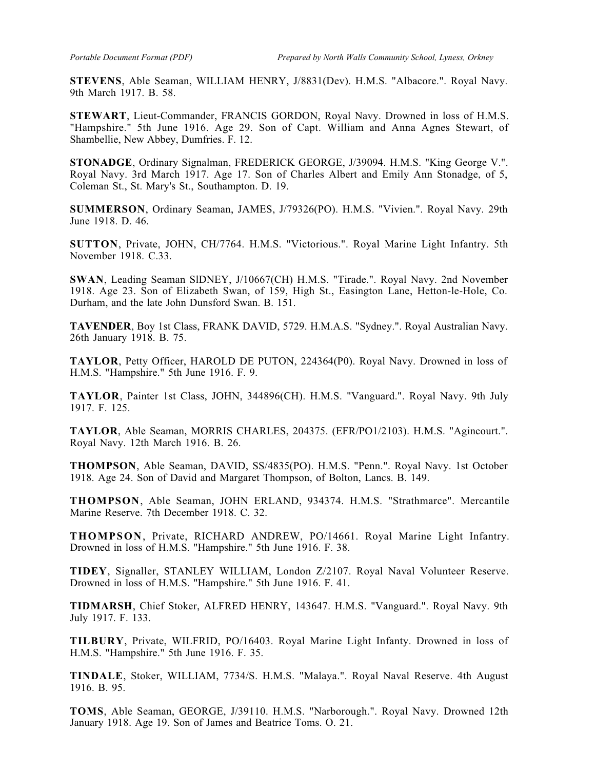**STEVENS**, Able Seaman, WILLIAM HENRY, J/8831(Dev). H.M.S. "Albacore.". Royal Navy. 9th March 1917. B. 58.

**STEWART**, Lieut-Commander, FRANCIS GORDON, Royal Navy. Drowned in loss of H.M.S. "Hampshire." 5th June 1916. Age 29. Son of Capt. William and Anna Agnes Stewart, of Shambellie, New Abbey, Dumfries. F. 12.

**STONADGE**, Ordinary Signalman, FREDERICK GEORGE, J/39094. H.M.S. "King George V.". Royal Navy. 3rd March 1917. Age 17. Son of Charles Albert and Emily Ann Stonadge, of 5, Coleman St., St. Mary's St., Southampton. D. 19.

**SUMMERSON**, Ordinary Seaman, JAMES, J/79326(PO). H.M.S. "Vivien.". Royal Navy. 29th June 1918. D. 46.

**SUTTON**, Private, JOHN, CH/7764. H.M.S. "Victorious.". Royal Marine Light Infantry. 5th November 1918. C.33.

**SWAN**, Leading Seaman SlDNEY, J/10667(CH) H.M.S. "Tirade.". Royal Navy. 2nd November 1918. Age 23. Son of Elizabeth Swan, of 159, High St., Easington Lane, Hetton-le-Hole, Co. Durham, and the late John Dunsford Swan. B. 151.

**TAVENDER**, Boy 1st Class, FRANK DAVID, 5729. H.M.A.S. "Sydney.". Royal Australian Navy. 26th January 1918. B. 75.

**TAYLOR**, Petty Officer, HAROLD DE PUTON, 224364(P0). Royal Navy. Drowned in loss of H.M.S. "Hampshire." 5th June 1916. F. 9.

**TAYLOR**, Painter 1st Class, JOHN, 344896(CH). H.M.S. "Vanguard.". Royal Navy. 9th July 1917. F. 125.

**TAYLOR**, Able Seaman, MORRIS CHARLES, 204375. (EFR/PO1/2103). H.M.S. "Agincourt.". Royal Navy. 12th March 1916. B. 26.

**THOMPSON**, Able Seaman, DAVID, SS/4835(PO). H.M.S. "Penn.". Royal Navy. 1st October 1918. Age 24. Son of David and Margaret Thompson, of Bolton, Lancs. B. 149.

**THOMPSON**, Able Seaman, JOHN ERLAND, 934374. H.M.S. "Strathmarce". Mercantile Marine Reserve. 7th December 1918. C. 32.

**THOMPSON**, Private, RICHARD ANDREW, PO/14661. Royal Marine Light Infantry. Drowned in loss of H.M.S. "Hampshire." 5th June 1916. F. 38.

**TIDEY**, Signaller, STANLEY WILLIAM, London Z/2107. Royal Naval Volunteer Reserve. Drowned in loss of H.M.S. "Hampshire." 5th June 1916. F. 41.

**TIDMARSH**, Chief Stoker, ALFRED HENRY, 143647. H.M.S. "Vanguard.". Royal Navy. 9th July 1917. F. 133.

**TILBURY**, Private, WILFRID, PO/16403. Royal Marine Light Infanty. Drowned in loss of H.M.S. "Hampshire." 5th June 1916. F. 35.

**TINDALE**, Stoker, WILLIAM, 7734/S. H.M.S. "Malaya.". Royal Naval Reserve. 4th August 1916. B. 95.

**TOMS**, Able Seaman, GEORGE, J/39110. H.M.S. "Narborough.". Royal Navy. Drowned 12th January 1918. Age 19. Son of James and Beatrice Toms. O. 21.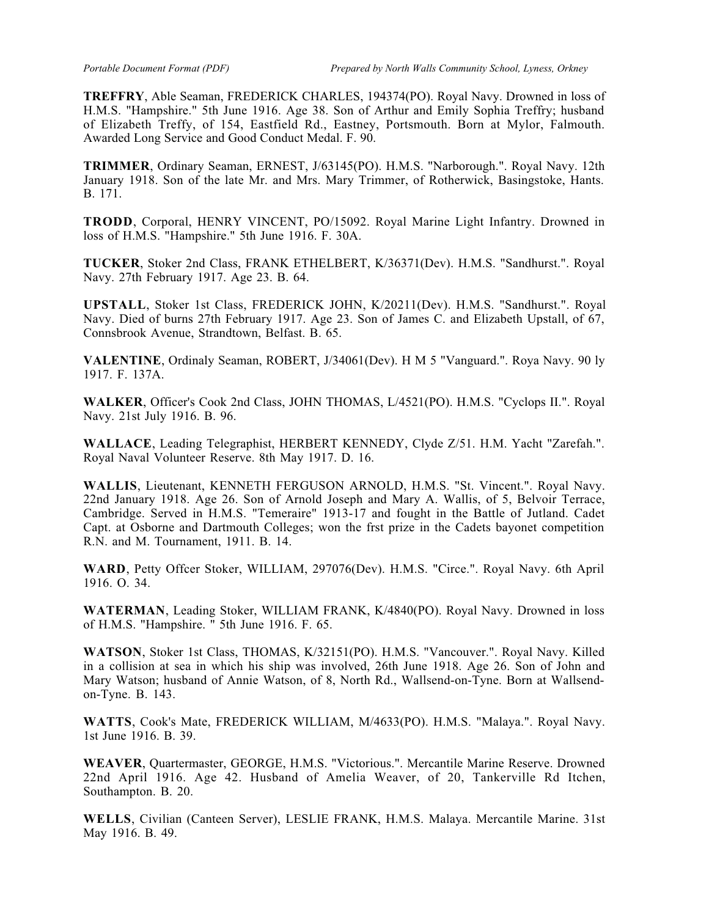**TREFFRY**, Able Seaman, FREDERICK CHARLES, 194374(PO). Royal Navy. Drowned in loss of H.M.S. "Hampshire." 5th June 1916. Age 38. Son of Arthur and Emily Sophia Treffry; husband of Elizabeth Treffy, of 154, Eastfield Rd., Eastney, Portsmouth. Born at Mylor, Falmouth. Awarded Long Service and Good Conduct Medal. F. 90.

**TRIMMER**, Ordinary Seaman, ERNEST, J/63145(PO). H.M.S. "Narborough.". Royal Navy. 12th January 1918. Son of the late Mr. and Mrs. Mary Trimmer, of Rotherwick, Basingstoke, Hants. B. 171.

**TRODD**, Corporal, HENRY VINCENT, PO/15092. Royal Marine Light Infantry. Drowned in loss of H.M.S. "Hampshire." 5th June 1916. F. 30A.

**TUCKER**, Stoker 2nd Class, FRANK ETHELBERT, K/36371(Dev). H.M.S. "Sandhurst.". Royal Navy. 27th February 1917. Age 23. B. 64.

**UPSTALL**, Stoker 1st Class, FREDERICK JOHN, K/20211(Dev). H.M.S. "Sandhurst.". Royal Navy. Died of burns 27th February 1917. Age 23. Son of James C. and Elizabeth Upstall, of 67, Connsbrook Avenue, Strandtown, Belfast. B. 65.

**VALENTINE**, Ordinaly Seaman, ROBERT, J/34061(Dev). H M 5 "Vanguard.". Roya Navy. 90 ly 1917. F. 137A.

**WALKER**, Officer's Cook 2nd Class, JOHN THOMAS, L/4521(PO). H.M.S. "Cyclops II.". Royal Navy. 21st July 1916. B. 96.

**WALLACE**, Leading Telegraphist, HERBERT KENNEDY, Clyde Z/51. H.M. Yacht "Zarefah.". Royal Naval Volunteer Reserve. 8th May 1917. D. 16.

**WALLIS**, Lieutenant, KENNETH FERGUSON ARNOLD, H.M.S. "St. Vincent.". Royal Navy. 22nd January 1918. Age 26. Son of Arnold Joseph and Mary A. Wallis, of 5, Belvoir Terrace, Cambridge. Served in H.M.S. "Temeraire" 1913-17 and fought in the Battle of Jutland. Cadet Capt. at Osborne and Dartmouth Colleges; won the frst prize in the Cadets bayonet competition R.N. and M. Tournament, 1911. B. 14.

**WARD**, Petty Offcer Stoker, WILLIAM, 297076(Dev). H.M.S. "Circe.". Royal Navy. 6th April 1916. O. 34.

**WATERMAN**, Leading Stoker, WILLIAM FRANK, K/4840(PO). Royal Navy. Drowned in loss of H.M.S. "Hampshire. " 5th June 1916. F. 65.

**WATSON**, Stoker 1st Class, THOMAS, K/32151(PO). H.M.S. "Vancouver.". Royal Navy. Killed in a collision at sea in which his ship was involved, 26th June 1918. Age 26. Son of John and Mary Watson; husband of Annie Watson, of 8, North Rd., Wallsend-on-Tyne. Born at Wallsend-on-Tyne. B. 143.

**WATTS**, Cook's Mate, FREDERICK WILLIAM, M/4633(PO). H.M.S. "Malaya.". Royal Navy. 1st June 1916. B. 39.

**WEAVER**, Quartermaster, GEORGE, H.M.S. "Victorious.". Mercantile Marine Reserve. Drowned 22nd April 1916. Age 42. Husband of Amelia Weaver, of 20, Tankerville Rd Itchen, Southampton. B. 20.

**WELLS**, Civilian (Canteen Server), LESLIE FRANK, H.M.S. Malaya. Mercantile Marine. 31st May 1916. B. 49.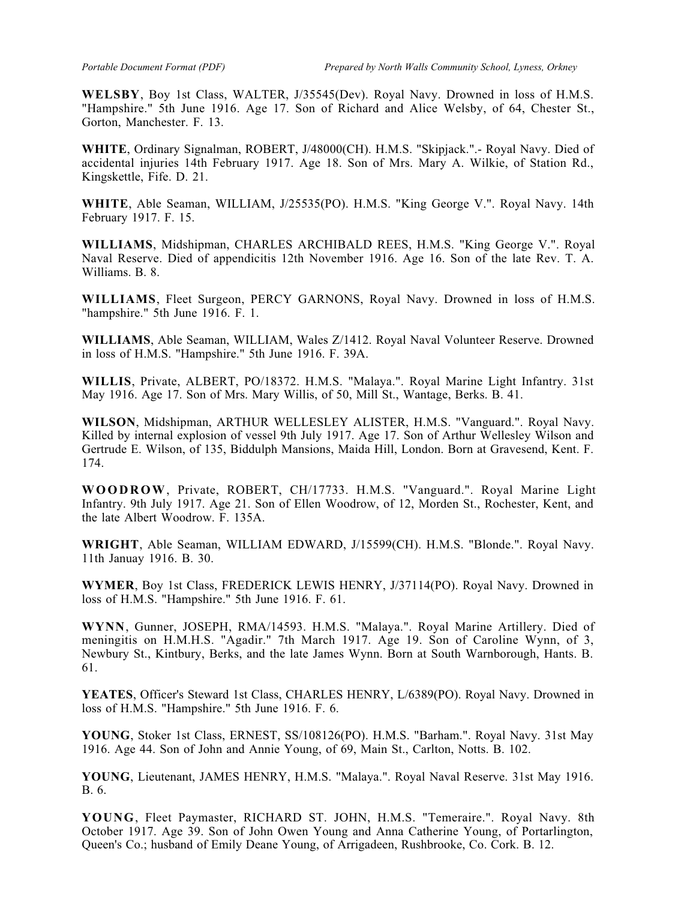**WELSBY**, Boy 1st Class, WALTER, J/35545(Dev). Royal Navy. Drowned in loss of H.M.S. "Hampshire." 5th June 1916. Age 17. Son of Richard and Alice Welsby, of 64, Chester St., Gorton, Manchester. F. 13.

**WHITE**, Ordinary Signalman, ROBERT, J/48000(CH). H.M.S. "Skipjack.".- Royal Navy. Died of accidental injuries 14th February 1917. Age 18. Son of Mrs. Mary A. Wilkie, of Station Rd., Kingskettle, Fife. D. 21.

**WHITE**, Able Seaman, WILLIAM, J/25535(PO). H.M.S. "King George V.". Royal Navy. 14th February 1917. F. 15.

**WILLIAMS**, Midshipman, CHARLES ARCHIBALD REES, H.M.S. "King George V.". Royal Naval Reserve. Died of appendicitis 12th November 1916. Age 16. Son of the late Rev. T. A. Williams. B. 8.

**WILLIAMS**, Fleet Surgeon, PERCY GARNONS, Royal Navy. Drowned in loss of H.M.S. "hampshire." 5th June 1916. F. 1.

**WILLIAMS**, Able Seaman, WILLIAM, Wales Z/1412. Royal Naval Volunteer Reserve. Drowned in loss of H.M.S. "Hampshire." 5th June 1916. F. 39A.

**WILLIS**, Private, ALBERT, PO/18372. H.M.S. "Malaya.". Royal Marine Light Infantry. 31st May 1916. Age 17. Son of Mrs. Mary Willis, of 50, Mill St., Wantage, Berks. B. 41.

**WILSON**, Midshipman, ARTHUR WELLESLEY ALISTER, H.M.S. "Vanguard.". Royal Navy. Killed by internal explosion of vessel 9th July 1917. Age 17. Son of Arthur Wellesley Wilson and Gertrude E. Wilson, of 135, Biddulph Mansions, Maida Hill, London. Born at Gravesend, Kent. F. 174.

**WOODROW**, Private, ROBERT, CH/17733. H.M.S. "Vanguard.". Royal Marine Light Infantry. 9th July 1917. Age 21. Son of Ellen Woodrow, of 12, Morden St., Rochester, Kent, and the late Albert Woodrow. F. 135A.

**WRIGHT**, Able Seaman, WILLIAM EDWARD, J/15599(CH). H.M.S. "Blonde.". Royal Navy. 11th Januay 1916. B. 30.

**WYMER**, Boy 1st Class, FREDERICK LEWIS HENRY, J/37114(PO). Royal Navy. Drowned in loss of H.M.S. "Hampshire." 5th June 1916. F. 61.

**WYNN**, Gunner, JOSEPH, RMA/14593. H.M.S. "Malaya.". Royal Marine Artillery. Died of meningitis on H.M.H.S. "Agadir." 7th March 1917. Age 19. Son of Caroline Wynn, of 3, Newbury St., Kintbury, Berks, and the late James Wynn. Born at South Warnborough, Hants. B. 61.

**YEATES**, Officer's Steward 1st Class, CHARLES HENRY, L/6389(PO). Royal Navy. Drowned in loss of H.M.S. "Hampshire." 5th June 1916. F. 6.

**YOUNG**, Stoker 1st Class, ERNEST, SS/108126(PO). H.M.S. "Barham.". Royal Navy. 31st May 1916. Age 44. Son of John and Annie Young, of 69, Main St., Carlton, Notts. B. 102.

**YOUNG**, Lieutenant, JAMES HENRY, H.M.S. "Malaya.". Royal Naval Reserve. 31st May 1916. B. 6.

**YOUNG**, Fleet Paymaster, RICHARD ST. JOHN, H.M.S. "Temeraire.". Royal Navy. 8th October 1917. Age 39. Son of John Owen Young and Anna Catherine Young, of Portarlington, Queen's Co.; husband of Emily Deane Young, of Arrigadeen, Rushbrooke, Co. Cork. B. 12.